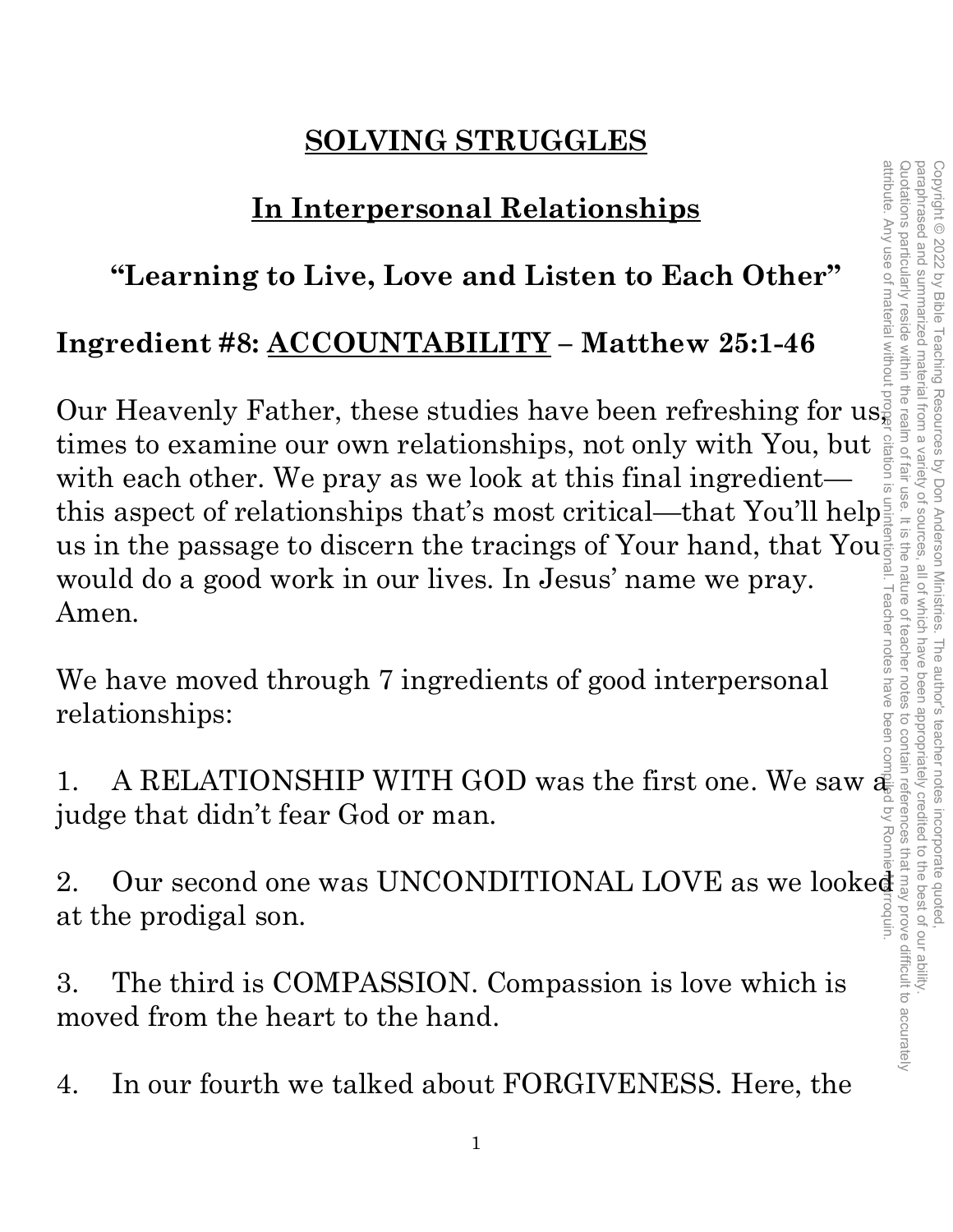# SOLVING STRUGGLES

## In Interpersonal Relationships

### "Learning to Live, Love and Listen to Each Other"

**Ingredient #8: ACCOUNTABILITY – Matthew 25:1-46**

Our Heavenly Father, these studies have been refreshing for us, times to examine our own relationships, not only with You, but with each other. We pray as we look at this final ingredient—this aspect of relationships that's most critical—that You'll help us in the passage to discern the tracings of Your hand, that You would do a good work in our lives. In Jesus' name we pray. Amen.

We have moved through 7 ingredients of good interpersonal relationships:

1. A RELATIONSHIP WITH GOD was the first one. We saw a judge that didn't fear God or man.

2. Our second one was UNCONDITIONAL LOVE as we looked at the prodigal son.

3. The third is COMPASSION. Compassion is love which is moved from the heart to the hand.

4. In our fourth we talked about FORGIVENESS. Here, the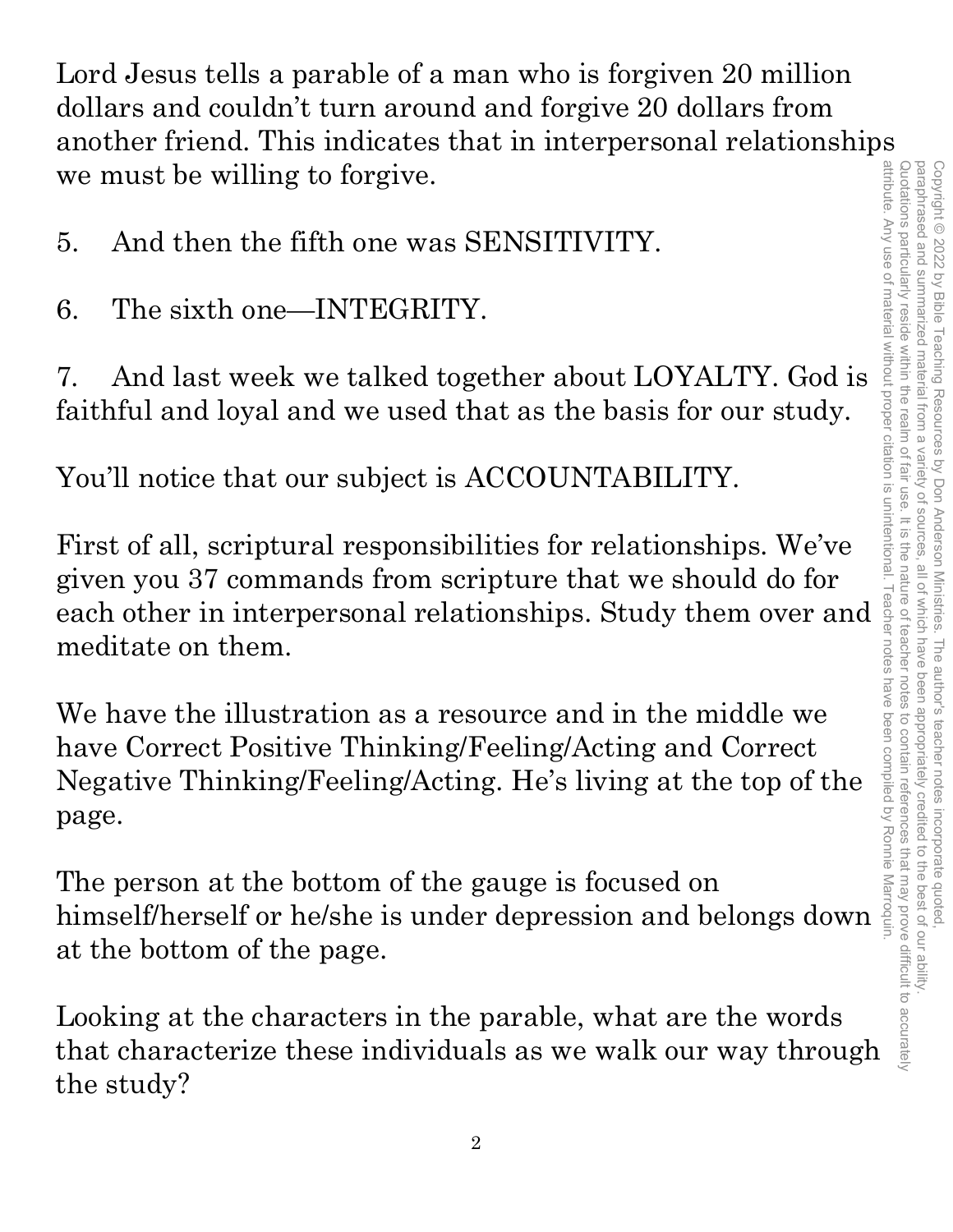Lord Jesus tells a parable of a man who is forgiven 20 million dollars and couldn't turn around and forgive 20 dollars from another friend. This indicates that in interpersonal relationships we must be willing to forgive.

5. And then the fifth one was SENSITIVITY.

6. The sixth one—INTEGRITY.

7. And last week we talked together about LOYALTY. God is faithful and loyal and we used that as the basis for our study.

You'll notice that our subject is ACCOUNTABILITY.

First of all, scriptural responsibilities for relationships. We've given you 37 commands from scripture that we should do for each other in interpersonal relationships. Study them over and meditate on them.

We have the illustration as a resource and in the middle we have Correct Positive Thinking/Feeling/Acting and Correct Negative Thinking/Feeling/Acting. He's living at the top of the page.

The person at the bottom of the gauge is focused on himself/herself or he/she is under depression and belongs down at the bottom of the page.

Looking at the characters in the parable, what are the words that characterize these individuals as we walk our way through the study?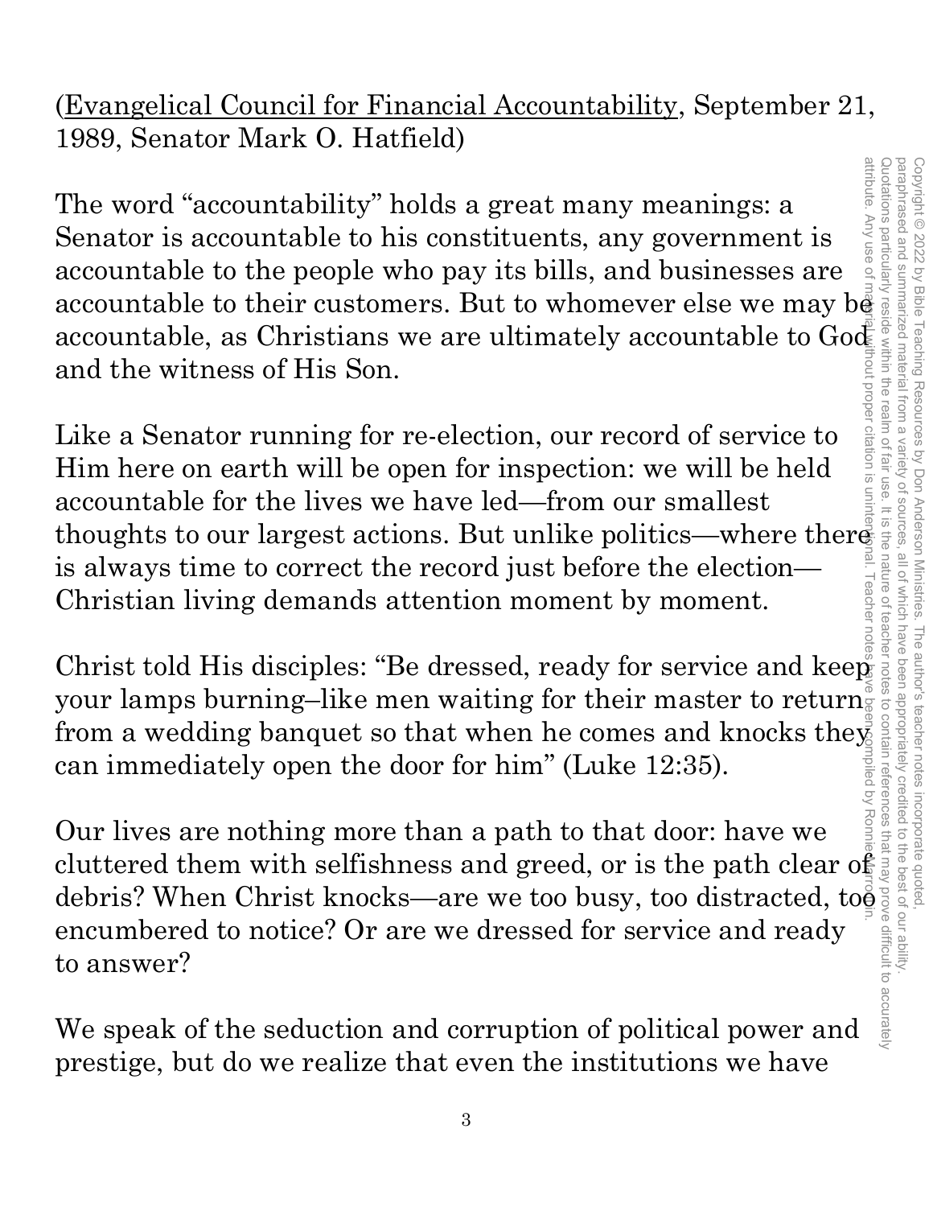(<u>Evangelical Council for Financial Accountability</u>, September 21, 1989, Senator Mark O. Hatfield)

The word "accountability" holds a great many meanings: a Senator is accountable to his constituents, any government is accountable to the people who pay its bills, and businesses are accountable to their customers. But to whomever else we may be accountable, as Christians we are ultimately accountable to God and the witness of His Son.

Like a Senator running for re-election, our record of service to Him here on earth will be open for inspection: we will be held accountable for the lives we have led—from our smallest thoughts to our largest actions. But unlike politics—where there is always time to correct the record just before the election—Christian living demands attention moment by moment.

Christ told His disciples: "Be dressed, ready for service and keep your lamps burning–like men waiting for their master to return from a wedding banquet so that when he comes and knocks they can immediately open the door for him" (Luke 12:35).

Our lives are nothing more than a path to that door: have we cluttered them with selfishness and greed, or is the path clear of debris? When Christ knocks—are we too busy, too distracted, too encumbered to notice? Or are we dressed for service and ready to answer?

We speak of the seduction and corruption of political power and prestige, but do we realize that even the institutions we have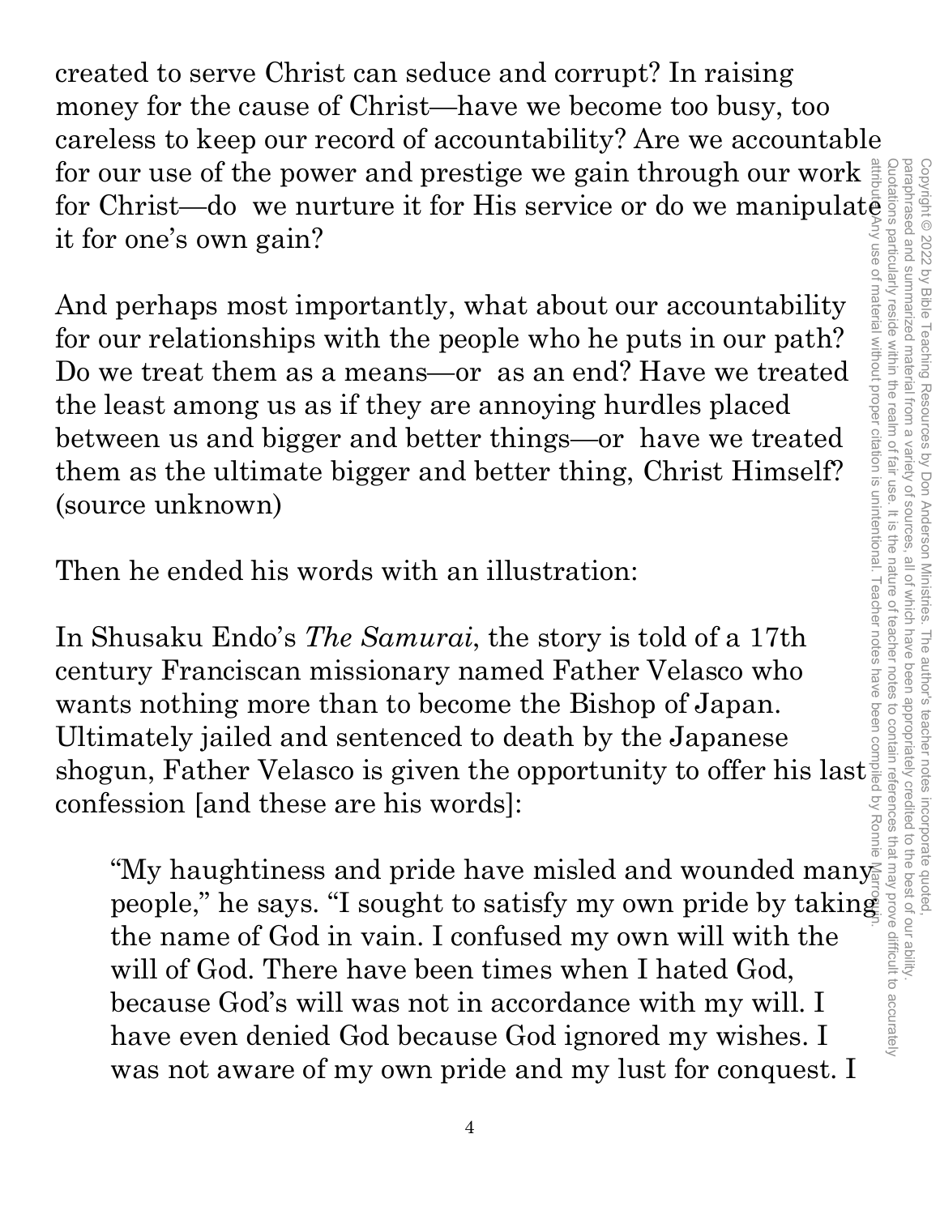created to serve Christ can seduce and corrupt? In raising money for the cause of Christ—have we become too busy, too careless to keep our record of accountability? Are we accountable for our use of the power and prestige we gain through our work for Christ—do  we nurture it for His service or do we manipulate it for one's own gain?

And perhaps most importantly, what about our accountability for our relationships with the people who he puts in our path? Do we treat them as a means—or  as an end? Have we treated the least among us as if they are annoying hurdles placed between us and bigger and better things—or  have we treated them as the ultimate bigger and better thing, Christ Himself? (source unknown)

Then he ended his words with an illustration:

In Shusaku Endo's *The Samurai*, the story is told of a 17th century Franciscan missionary named Father Velasco who wants nothing more than to become the Bishop of Japan. Ultimately jailed and sentenced to death by the Japanese shogun, Father Velasco is given the opportunity to offer his last confession [and these are his words]:

> "My haughtiness and pride have misled and wounded many people," he says. "I sought to satisfy my own pride by taking the name of God in vain. I confused my own will with the will of God. There have been times when I hated God, because God's will was not in accordance with my will. I have even denied God because God ignored my wishes. I was not aware of my own pride and my lust for conquest. I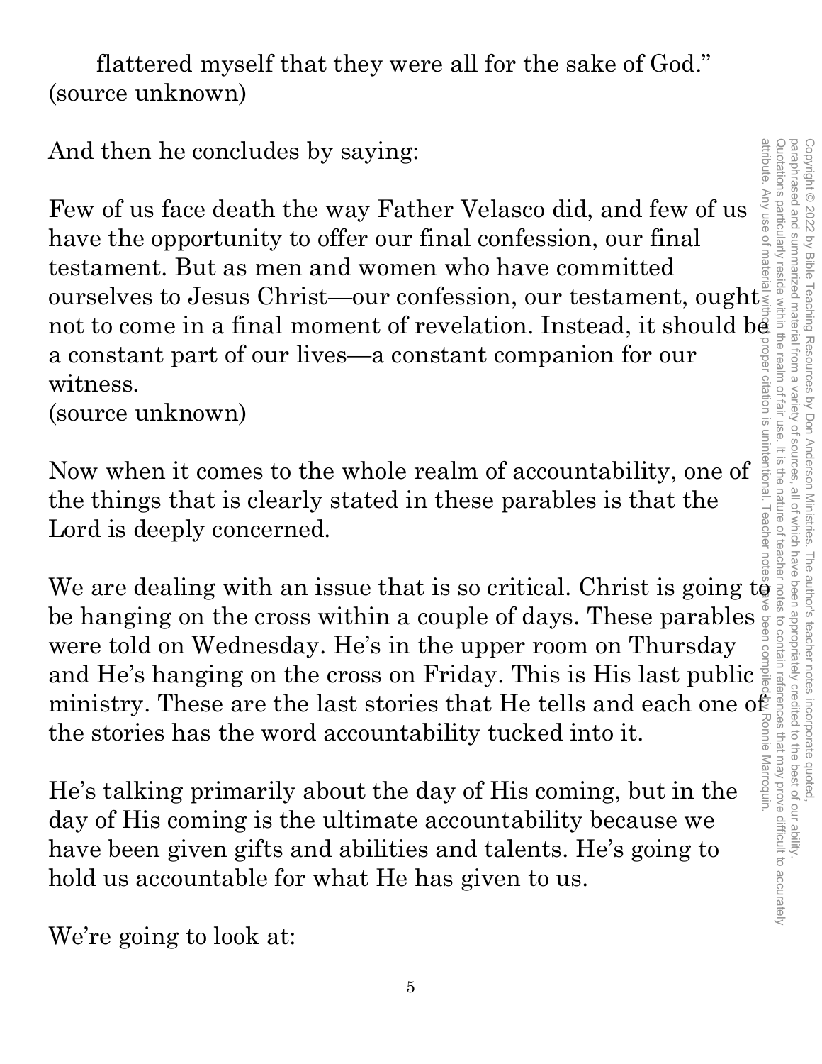flattered myself that they were all for the sake of God."
(source unknown)

And then he concludes by saying:

Few of us face death the way Father Velasco did, and few of us have the opportunity to offer our final confession, our final testament. But as men and women who have committed ourselves to Jesus Christ—our confession, our testament, ought not to come in a final moment of revelation. Instead, it should be a constant part of our lives—a constant companion for our witness.
(source unknown)

Now when it comes to the whole realm of accountability, one of the things that is clearly stated in these parables is that the Lord is deeply concerned.

We are dealing with an issue that is so critical. Christ is going to be hanging on the cross within a couple of days. These parables were told on Wednesday. He's in the upper room on Thursday and He's hanging on the cross on Friday. This is His last public ministry. These are the last stories that He tells and each one of the stories has the word accountability tucked into it.

He's talking primarily about the day of His coming, but in the day of His coming is the ultimate accountability because we have been given gifts and abilities and talents. He's going to hold us accountable for what He has given to us.

We're going to look at: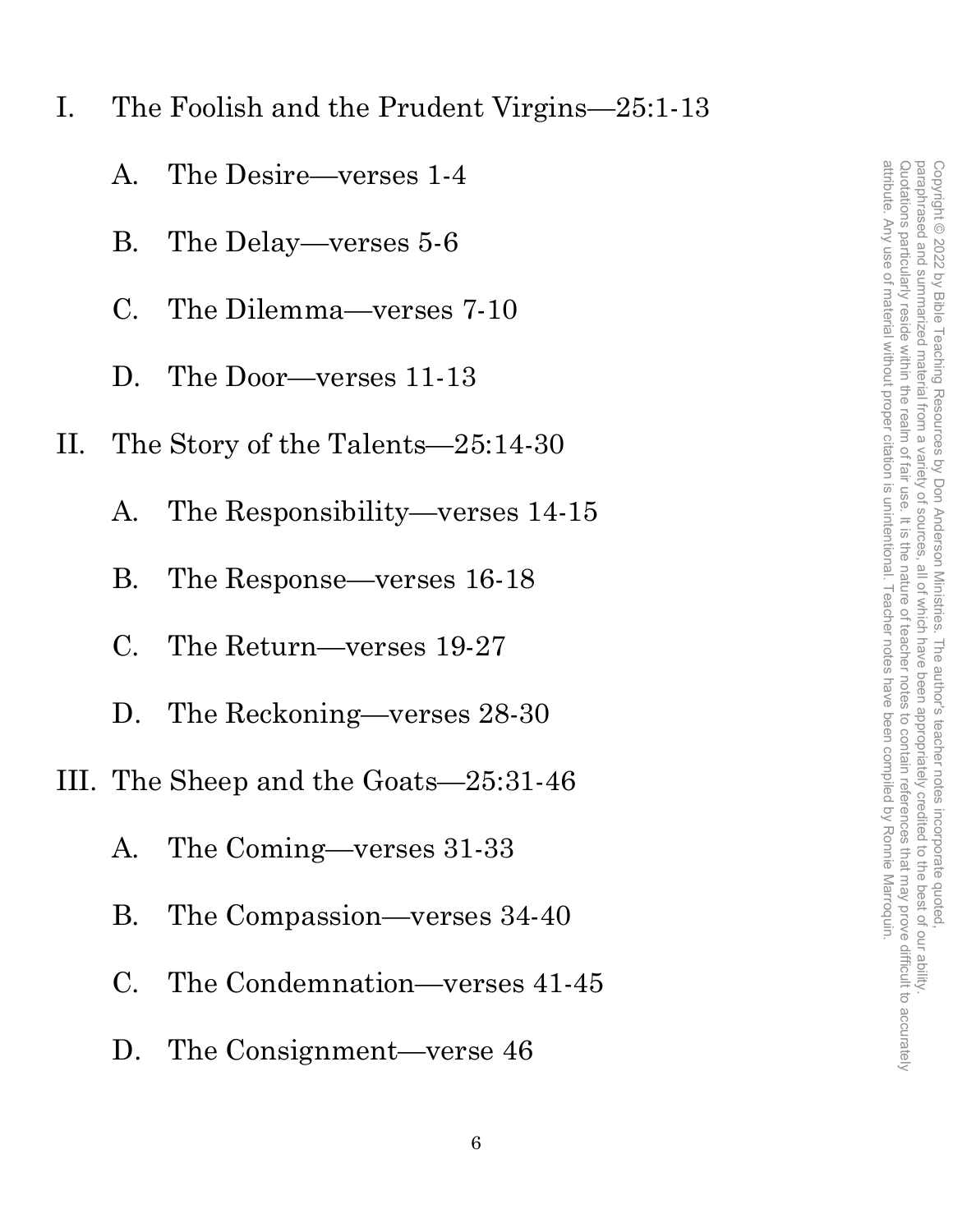I. The Foolish and the Prudent Virgins—25:1-13

   A. The Desire—verses 1-4

   B. The Delay—verses 5-6

   C. The Dilemma—verses 7-10

   D. The Door—verses 11-13

II. The Story of the Talents—25:14-30

   A. The Responsibility—verses 14-15

   B. The Response—verses 16-18

   C. The Return—verses 19-27

   D. The Reckoning—verses 28-30

III. The Sheep and the Goats—25:31-46

   A. The Coming—verses 31-33

   B. The Compassion—verses 34-40

   C. The Condemnation—verses 41-45

   D. The Consignment—verse 46

Copyright © 2022 by Bible Teaching Resources by Don Anderson Ministries. The author's teacher notes incorporate quoted, paraphrased and summarized material from a variety of sources, all of which have been appropriately credited to the best of our ability. Quotations particularly reside within the realm of fair use. It is the nature of teacher notes to contain references that may prove difficult to accurately attribute. Any use of material without proper citation is unintentional. Teacher notes have been compiled by Ronnie Marroquin.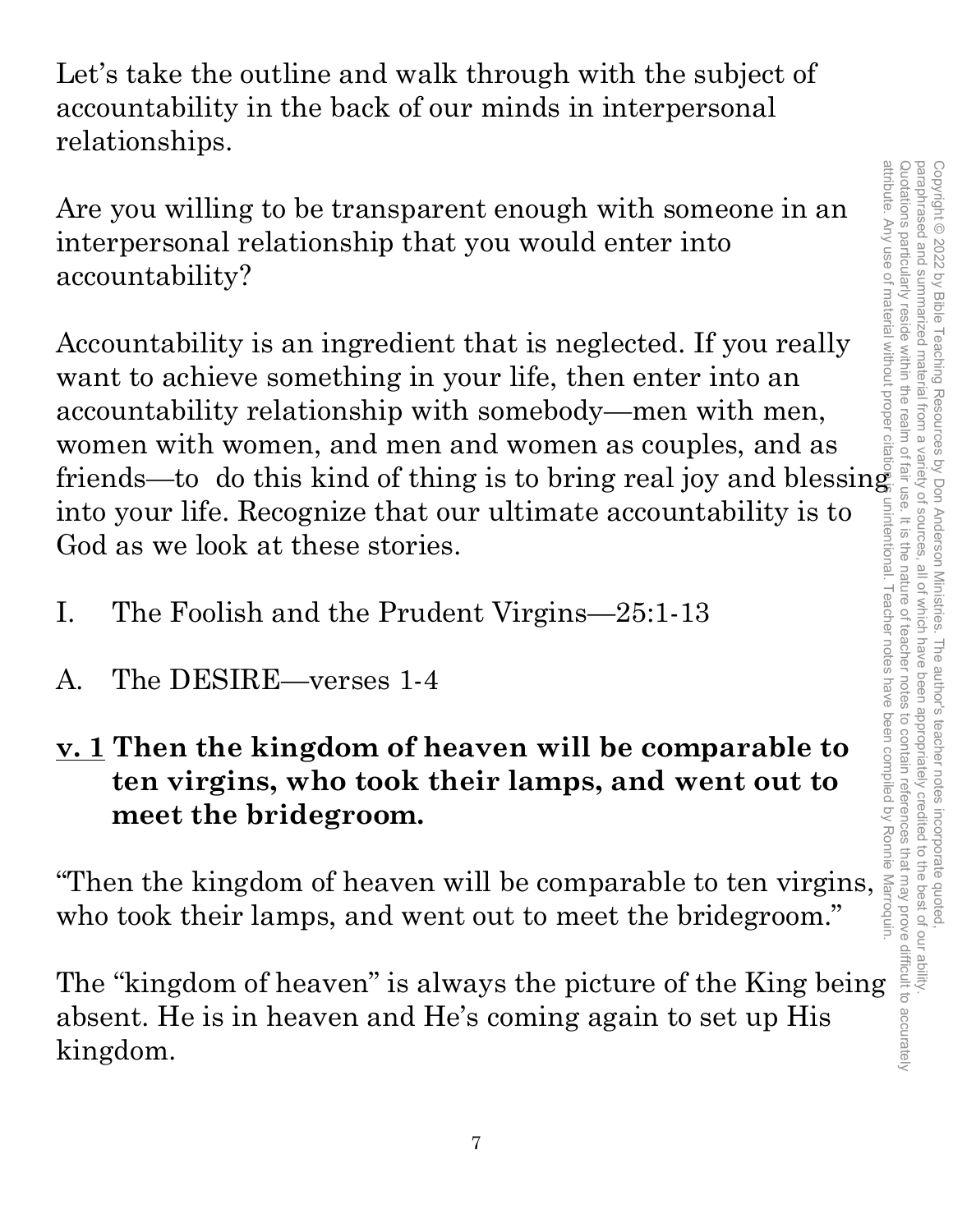Let's take the outline and walk through with the subject of accountability in the back of our minds in interpersonal relationships.

Are you willing to be transparent enough with someone in an interpersonal relationship that you would enter into accountability?

Accountability is an ingredient that is neglected. If you really want to achieve something in your life, then enter into an accountability relationship with somebody—men with men, women with women, and men and women as couples, and as friends—to do this kind of thing is to bring real joy and blessing into your life. Recognize that our ultimate accountability is to God as we look at these stories.

I. The Foolish and the Prudent Virgins—25:1-13

A. The DESIRE—verses 1-4

**<u>v. 1</u> Then the kingdom of heaven will be comparable to ten virgins, who took their lamps, and went out to meet the bridegroom.**

"Then the kingdom of heaven will be comparable to ten virgins, who took their lamps, and went out to meet the bridegroom."

The "kingdom of heaven" is always the picture of the King being absent. He is in heaven and He's coming again to set up His kingdom.

Copyright © 2022 by Bible Teaching Resources by Don Anderson Ministries. The author's teacher notes incorporate quoted, paraphrased and summarized material from a variety of sources, all of which have been appropriately credited to the best of our ability. Quotations particularly reside within the realm of fair use. It is the nature of teacher notes to contain references that may prove difficult to accurately attribute. Any use of material without proper citation is unintentional. Teacher notes have been compiled by Ronnie Marroquin.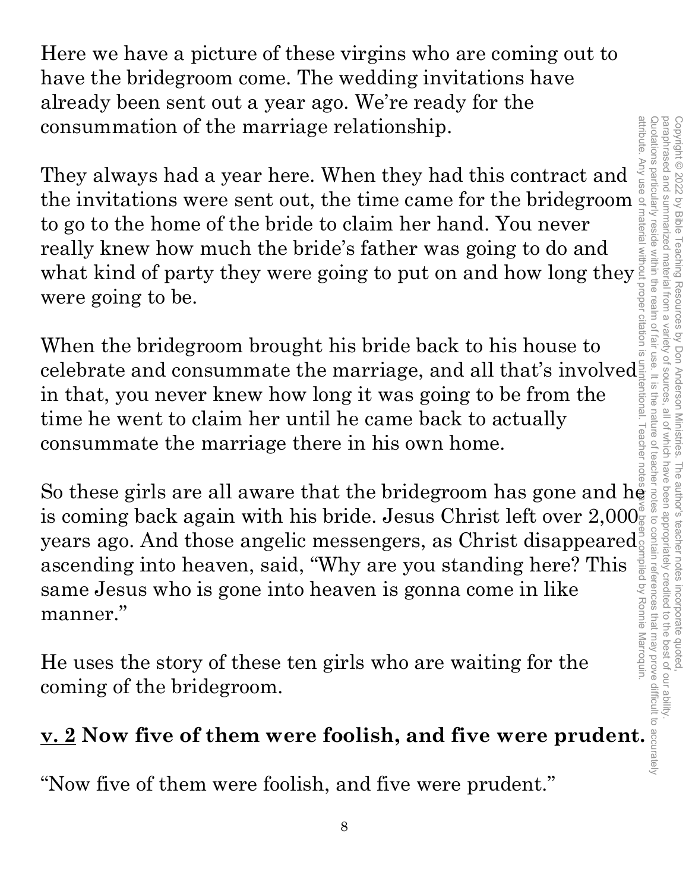Here we have a picture of these virgins who are coming out to have the bridegroom come. The wedding invitations have already been sent out a year ago. We're ready for the consummation of the marriage relationship.

They always had a year here. When they had this contract and the invitations were sent out, the time came for the bridegroom to go to the home of the bride to claim her hand. You never really knew how much the bride's father was going to do and what kind of party they were going to put on and how long they were going to be.

When the bridegroom brought his bride back to his house to celebrate and consummate the marriage, and all that's involved in that, you never knew how long it was going to be from the time he went to claim her until he came back to actually consummate the marriage there in his own home.

So these girls are all aware that the bridegroom has gone and he is coming back again with his bride. Jesus Christ left over 2,000 years ago. And those angelic messengers, as Christ disappeared ascending into heaven, said, "Why are you standing here? This same Jesus who is gone into heaven is gonna come in like manner."

He uses the story of these ten girls who are waiting for the coming of the bridegroom.

**<u>v. 2</u> Now five of them were foolish, and five were prudent.**

"Now five of them were foolish, and five were prudent."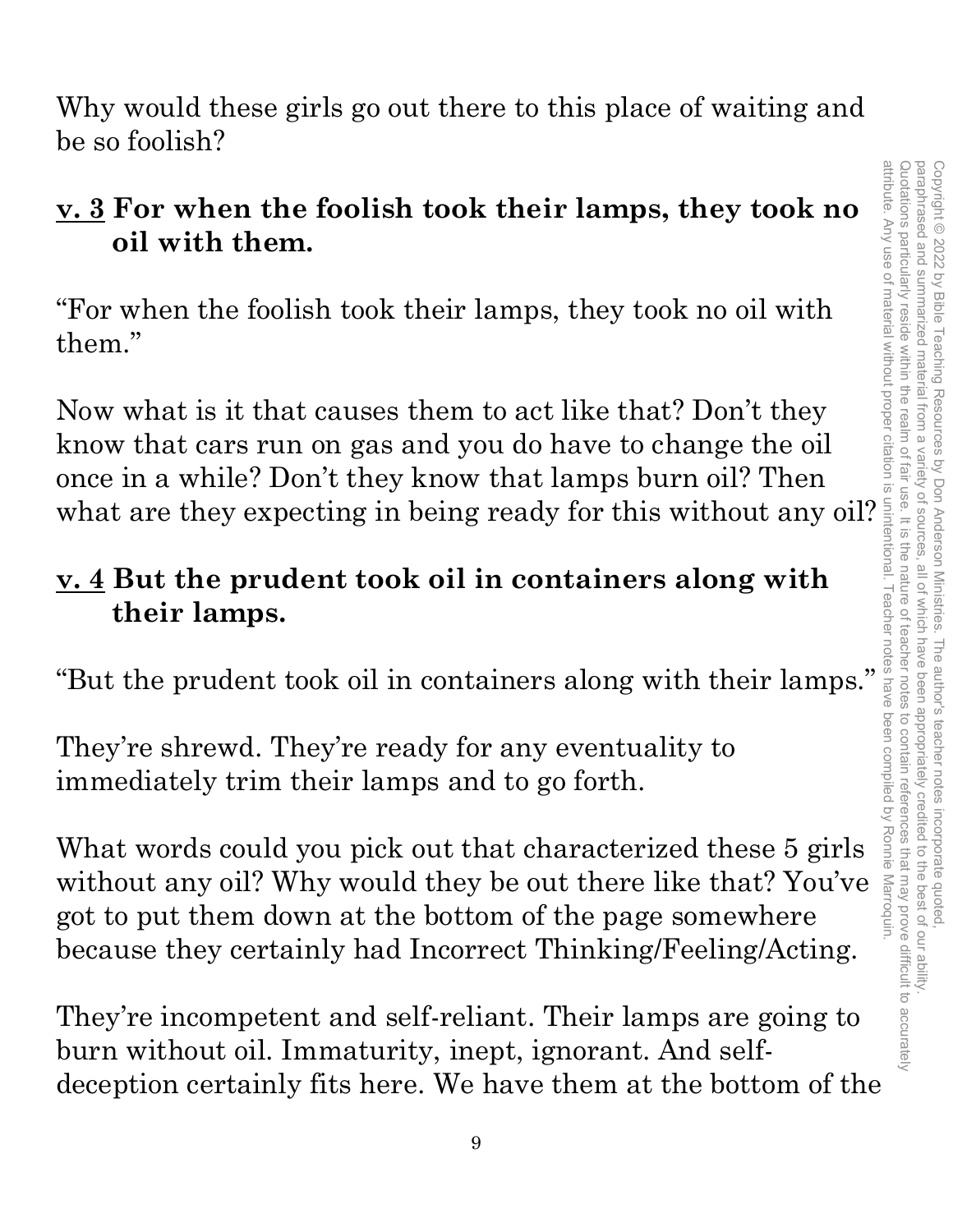Why would these girls go out there to this place of waiting and be so foolish?

**v. 3 For when the foolish took their lamps, they took no oil with them.**

"For when the foolish took their lamps, they took no oil with them."

Now what is it that causes them to act like that? Don't they know that cars run on gas and you do have to change the oil once in a while? Don't they know that lamps burn oil? Then what are they expecting in being ready for this without any oil?

**v. 4 But the prudent took oil in containers along with their lamps.**

"But the prudent took oil in containers along with their lamps."

They're shrewd. They're ready for any eventuality to immediately trim their lamps and to go forth.

What words could you pick out that characterized these 5 girls without any oil? Why would they be out there like that? You've got to put them down at the bottom of the page somewhere because they certainly had Incorrect Thinking/Feeling/Acting.

They're incompetent and self-reliant. Their lamps are going to burn without oil. Immaturity, inept, ignorant. And self-deception certainly fits here. We have them at the bottom of the

Copyright © 2022 by Bible Teaching Resources by Don Anderson Ministries. The author's teacher notes incorporate quoted, paraphrased and summarized material from a variety of sources, all of which have been appropriately credited to the best of our ability. Quotations particularly reside within the realm of fair use. It is the nature of teacher notes to contain references that may prove difficult to accurately attribute. Any use of material without proper citation is unintentional. Teacher notes have been compiled by Ronnie Marroquin.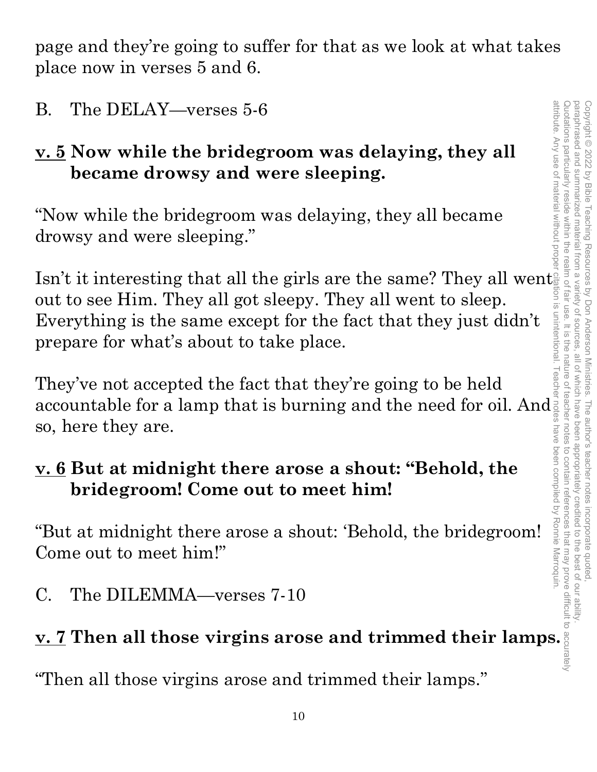page and they're going to suffer for that as we look at what takes place now in verses 5 and 6.

B. The DELAY—verses 5-6

**v. 5 Now while the bridegroom was delaying, they all became drowsy and were sleeping.**

"Now while the bridegroom was delaying, they all became drowsy and were sleeping."

Isn't it interesting that all the girls are the same? They all went out to see Him. They all got sleepy. They all went to sleep. Everything is the same except for the fact that they just didn't prepare for what's about to take place.

They've not accepted the fact that they're going to be held accountable for a lamp that is burning and the need for oil. And so, here they are.

**v. 6 But at midnight there arose a shout: "Behold, the bridegroom! Come out to meet him!**

"But at midnight there arose a shout: 'Behold, the bridegroom! Come out to meet him!"

C. The DILEMMA—verses 7-10

**v. 7 Then all those virgins arose and trimmed their lamps.**

"Then all those virgins arose and trimmed their lamps."

Copyright © 2022 by Bible Teaching Resources by Don Anderson Ministries. The author's teacher notes incorporate quoted, paraphrased and summarized material from a variety of sources, all of which have been appropriately credited to the best of our ability. Quotations particularly reside within the realm of fair use. It is the nature of teacher notes to contain references that may prove difficult to accurately attribute. Any use of material without proper citation is unintentional. Teacher notes have been compiled by Ronnie Marroquin.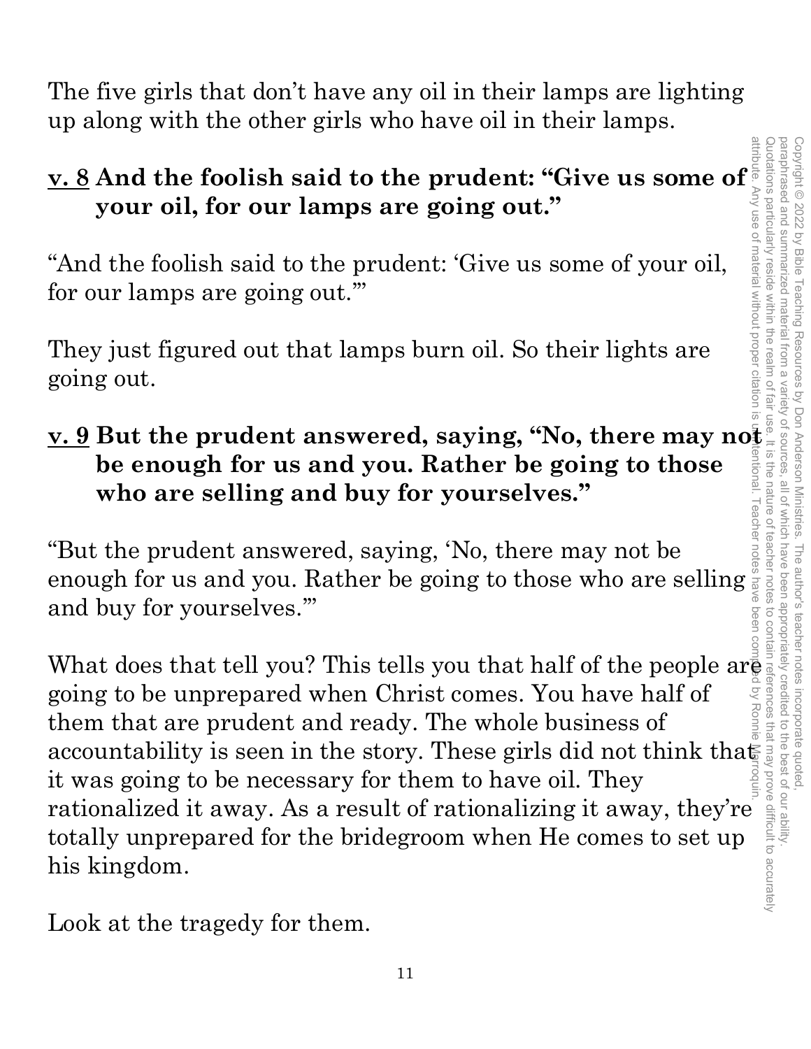The five girls that don't have any oil in their lamps are lighting up along with the other girls who have oil in their lamps.

**<u>v. 8</u> And the foolish said to the prudent: "Give us some of your oil, for our lamps are going out."**

"And the foolish said to the prudent: 'Give us some of your oil, for our lamps are going out.'"

They just figured out that lamps burn oil. So their lights are going out.

**<u>v. 9</u> But the prudent answered, saying, "No, there may not be enough for us and you. Rather be going to those who are selling and buy for yourselves."**

"But the prudent answered, saying, 'No, there may not be enough for us and you. Rather be going to those who are selling and buy for yourselves.'"

What does that tell you? This tells you that half of the people are going to be unprepared when Christ comes. You have half of them that are prudent and ready. The whole business of accountability is seen in the story. These girls did not think that it was going to be necessary for them to have oil. They rationalized it away. As a result of rationalizing it away, they're totally unprepared for the bridegroom when He comes to set up his kingdom.

Look at the tragedy for them.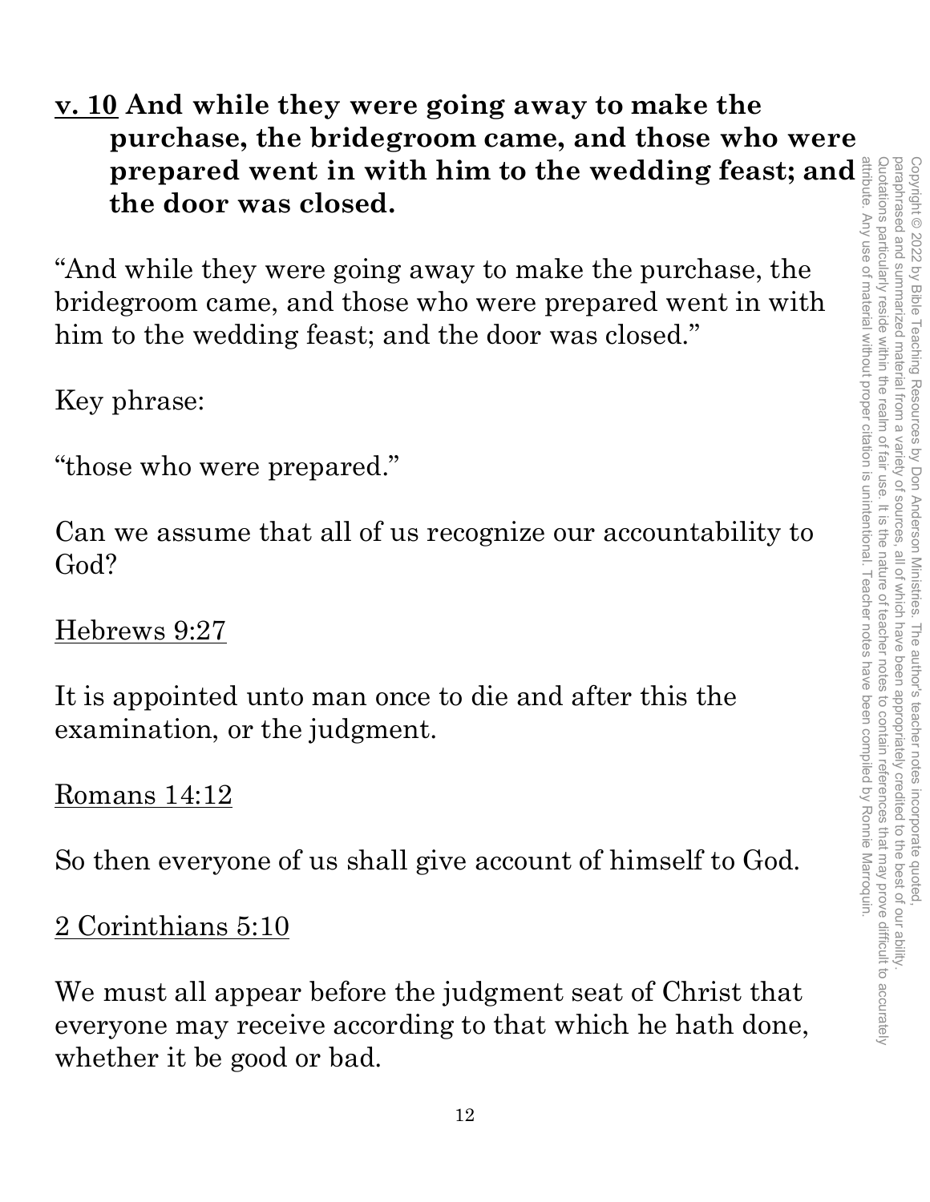**<u>v. 10</u> And while they were going away to make the purchase, the bridegroom came, and those who were prepared went in with him to the wedding feast; and the door was closed.**

"And while they were going away to make the purchase, the bridegroom came, and those who were prepared went in with him to the wedding feast; and the door was closed."

Key phrase:

"those who were prepared."

Can we assume that all of us recognize our accountability to God?

<u>Hebrews 9:27</u>

It is appointed unto man once to die and after this the examination, or the judgment.

<u>Romans 14:12</u>

So then everyone of us shall give account of himself to God.

<u>2 Corinthians 5:10</u>

We must all appear before the judgment seat of Christ that everyone may receive according to that which he hath done, whether it be good or bad.

Copyright © 2022 by Bible Teaching Resources by Don Anderson Ministries. The author's teacher notes incorporate quoted, paraphrased and summarized material from a variety of sources, all of which have been appropriately credited to the best of our ability. Quotations particularly reside within the realm of fair use. It is the nature of teacher notes to contain references that may prove difficult to accurately attribute. Any use of material without proper citation is unintentional. Teacher notes have been compiled by Ronnie Marroquin.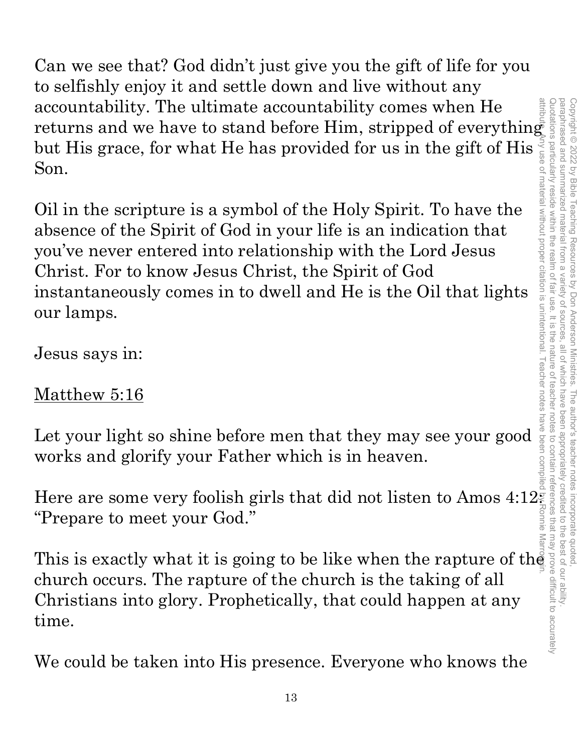Can we see that? God didn't just give you the gift of life for you to selfishly enjoy it and settle down and live without any accountability. The ultimate accountability comes when He returns and we have to stand before Him, stripped of everything but His grace, for what He has provided for us in the gift of His Son.

Oil in the scripture is a symbol of the Holy Spirit. To have the absence of the Spirit of God in your life is an indication that you've never entered into relationship with the Lord Jesus Christ. For to know Jesus Christ, the Spirit of God instantaneously comes in to dwell and He is the Oil that lights our lamps.

Jesus says in:

<u>Matthew 5:16</u>

Let your light so shine before men that they may see your good works and glorify your Father which is in heaven.

Here are some very foolish girls that did not listen to Amos 4:12: "Prepare to meet your God."

This is exactly what it is going to be like when the rapture of the church occurs. The rapture of the church is the taking of all Christians into glory. Prophetically, that could happen at any time.

We could be taken into His presence. Everyone who knows the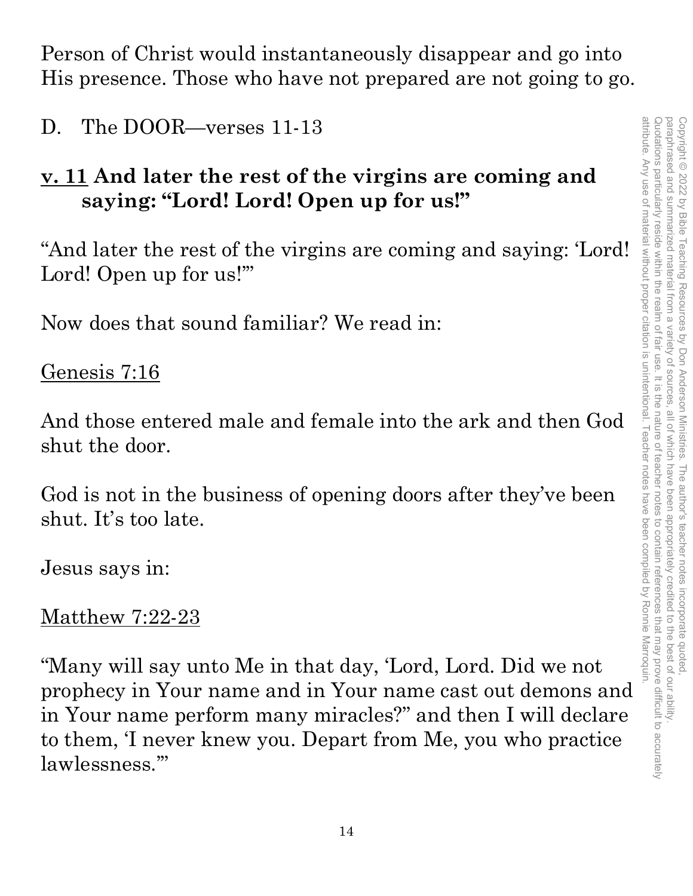Person of Christ would instantaneously disappear and go into His presence. Those who have not prepared are not going to go.

D. The DOOR—verses 11-13

**v. 11 And later the rest of the virgins are coming and saying: "Lord! Lord! Open up for us!"**

"And later the rest of the virgins are coming and saying: 'Lord! Lord! Open up for us!'"

Now does that sound familiar? We read in:

Genesis 7:16

And those entered male and female into the ark and then God shut the door.

God is not in the business of opening doors after they've been shut. It's too late.

Jesus says in:

Matthew 7:22-23

"Many will say unto Me in that day, 'Lord, Lord. Did we not prophecy in Your name and in Your name cast out demons and in Your name perform many miracles?" and then I will declare to them, 'I never knew you. Depart from Me, you who practice lawlessness.'"

Copyright © 2022 by Bible Teaching Resources by Don Anderson Ministries. The author's teacher notes incorporate quoted, paraphrased and summarized material from a variety of sources, all of which have been appropriately credited to the best of our ability. Quotations particularly reside within the realm of fair use. It is the nature of teacher notes to contain references that may prove difficult to accurately attribute. Any use of material without proper citation is unintentional. Teacher notes have been compiled by Ronnie Marroquin.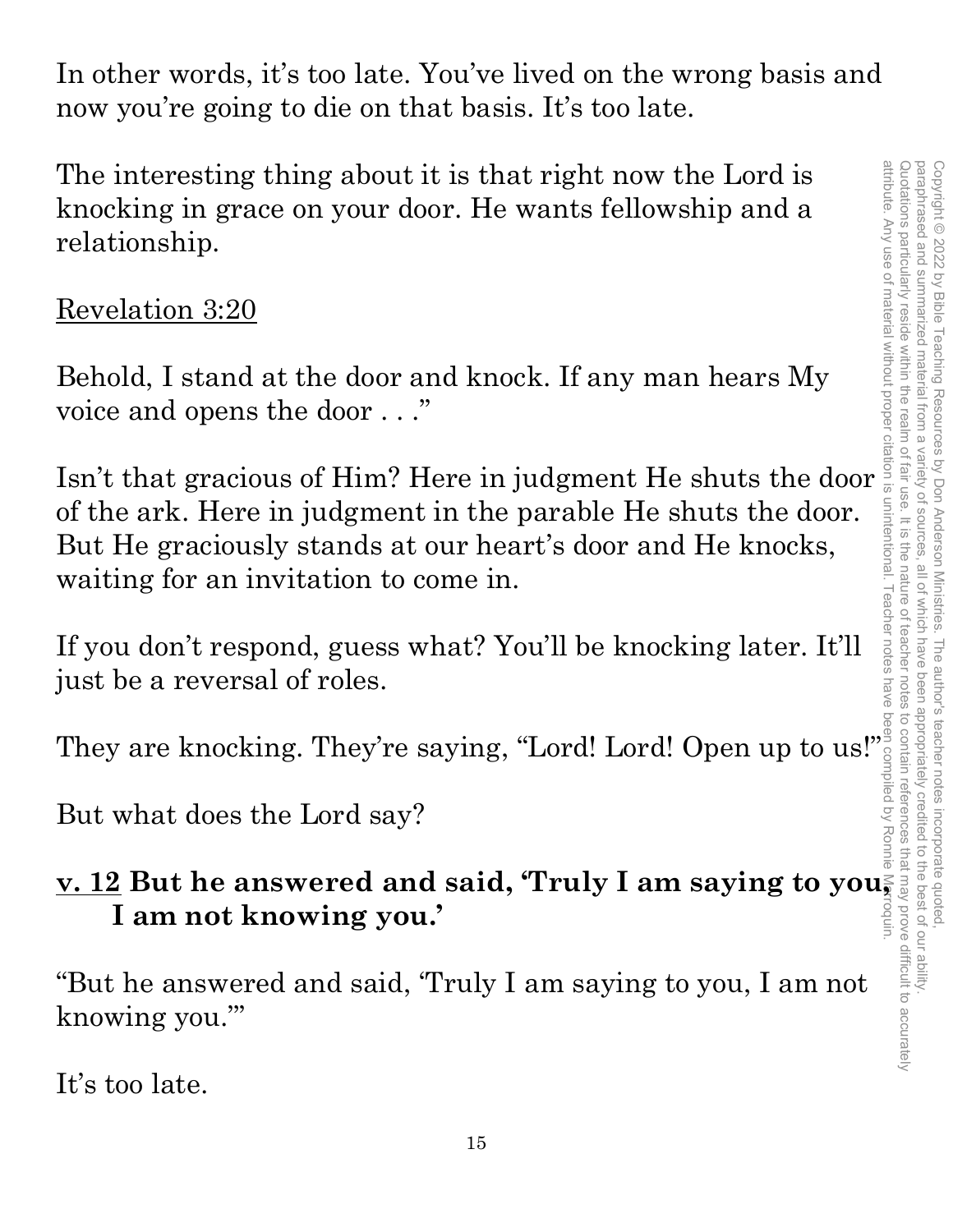In other words, it's too late. You've lived on the wrong basis and now you're going to die on that basis. It's too late.

The interesting thing about it is that right now the Lord is knocking in grace on your door. He wants fellowship and a relationship.

Revelation 3:20

Behold, I stand at the door and knock. If any man hears My voice and opens the door . . ."

Isn't that gracious of Him? Here in judgment He shuts the door of the ark. Here in judgment in the parable He shuts the door. But He graciously stands at our heart's door and He knocks, waiting for an invitation to come in.

If you don't respond, guess what? You'll be knocking later. It'll just be a reversal of roles.

They are knocking. They're saying, "Lord! Lord! Open up to us!"

But what does the Lord say?

**v. 12 But he answered and said, 'Truly I am saying to you, I am not knowing you.'**

"But he answered and said, 'Truly I am saying to you, I am not knowing you.'"

It's too late.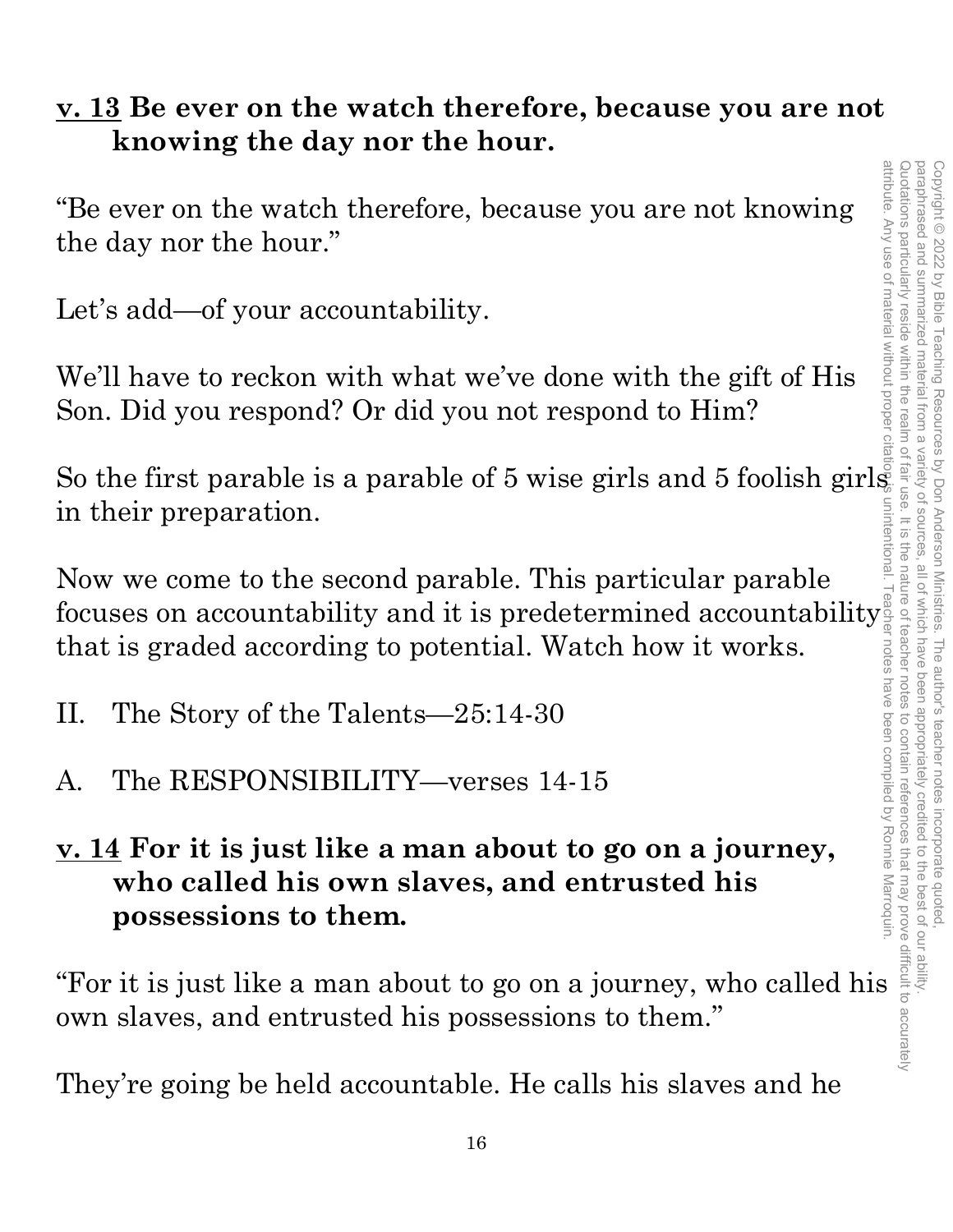**v. 13 Be ever on the watch therefore, because you are not knowing the day nor the hour.**

"Be ever on the watch therefore, because you are not knowing the day nor the hour."

Let's add—of your accountability.

We'll have to reckon with what we've done with the gift of His Son. Did you respond? Or did you not respond to Him?

So the first parable is a parable of 5 wise girls and 5 foolish girls in their preparation.

Now we come to the second parable. This particular parable focuses on accountability and it is predetermined accountability that is graded according to potential. Watch how it works.

II. The Story of the Talents—25:14-30

A. The RESPONSIBILITY—verses 14-15

**v. 14 For it is just like a man about to go on a journey, who called his own slaves, and entrusted his possessions to them.**

"For it is just like a man about to go on a journey, who called his own slaves, and entrusted his possessions to them."

They're going be held accountable. He calls his slaves and he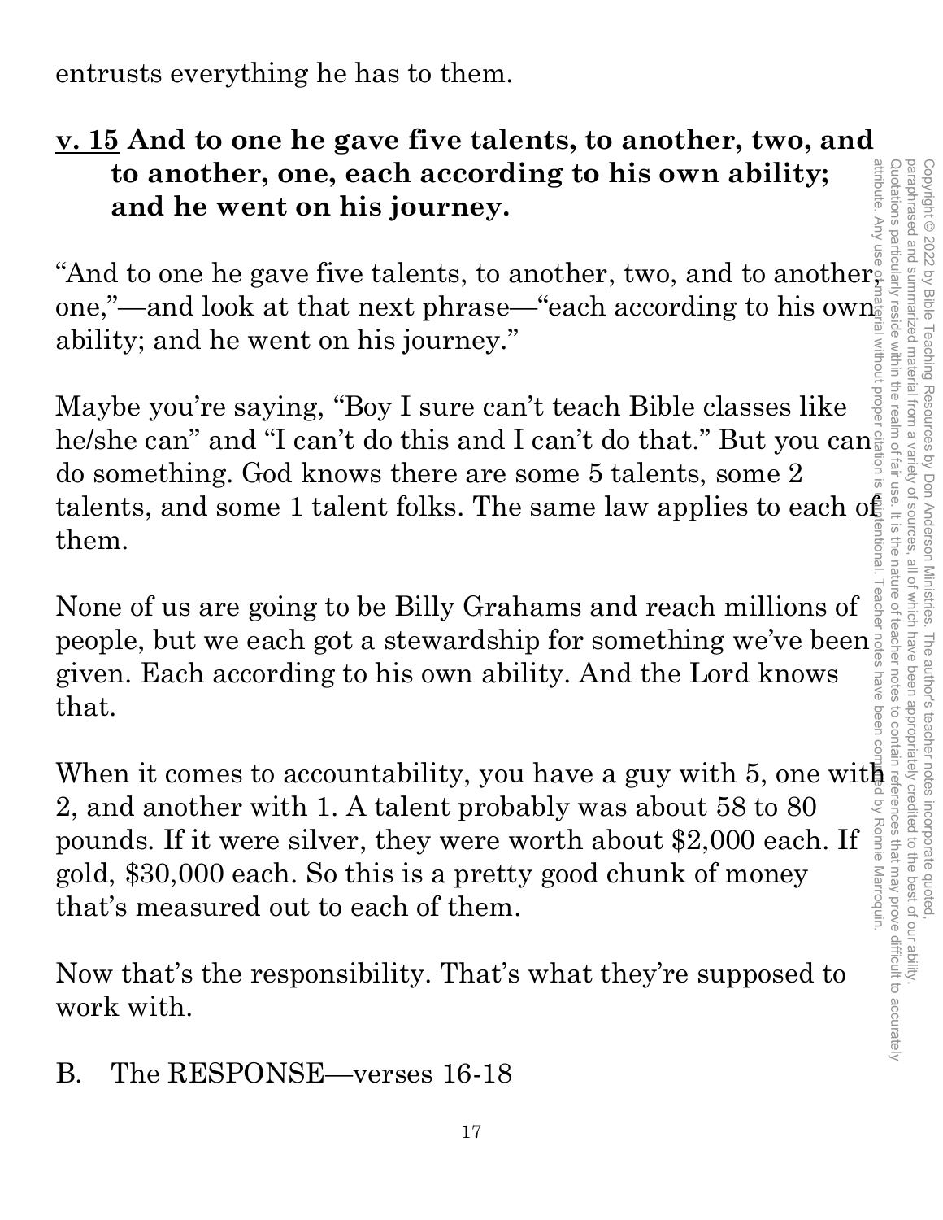entrusts everything he has to them.

**<u>v. 15</u> And to one he gave five talents, to another, two, and to another, one, each according to his own ability; and he went on his journey.**

"And to one he gave five talents, to another, two, and to another, one,"—and look at that next phrase—"each according to his own ability; and he went on his journey."

Maybe you're saying, "Boy I sure can't teach Bible classes like he/she can" and "I can't do this and I can't do that." But you can do something. God knows there are some 5 talents, some 2 talents, and some 1 talent folks. The same law applies to each of them.

None of us are going to be Billy Grahams and reach millions of people, but we each got a stewardship for something we've been given. Each according to his own ability. And the Lord knows that.

When it comes to accountability, you have a guy with 5, one with 2, and another with 1. A talent probably was about 58 to 80 pounds. If it were silver, they were worth about $2,000 each. If gold, $30,000 each. So this is a pretty good chunk of money that's measured out to each of them.

Now that's the responsibility. That's what they're supposed to work with.

B. The RESPONSE—verses 16-18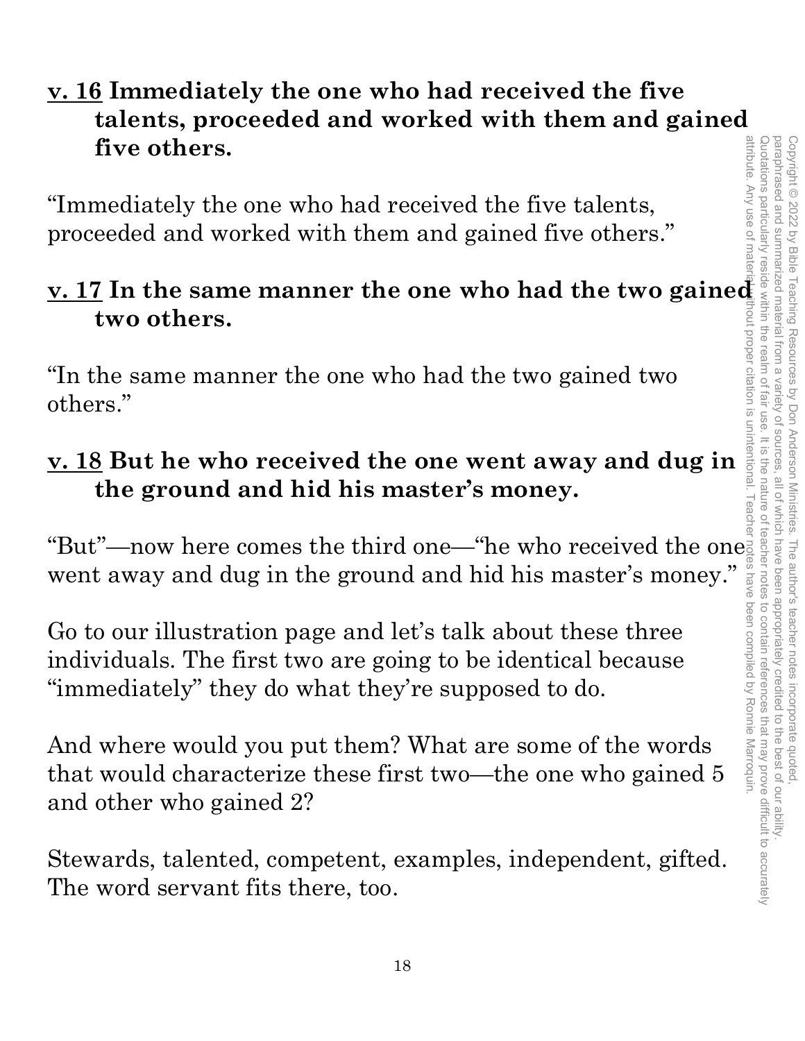**v. 16 Immediately the one who had received the five talents, proceeded and worked with them and gained five others.**

"Immediately the one who had received the five talents, proceeded and worked with them and gained five others."

**v. 17 In the same manner the one who had the two gained two others.**

"In the same manner the one who had the two gained two others."

**v. 18 But he who received the one went away and dug in the ground and hid his master's money.**

"But"—now here comes the third one—"he who received the one went away and dug in the ground and hid his master's money."

Go to our illustration page and let's talk about these three individuals. The first two are going to be identical because "immediately" they do what they're supposed to do.

And where would you put them? What are some of the words that would characterize these first two—the one who gained 5 and other who gained 2?

Stewards, talented, competent, examples, independent, gifted. The word servant fits there, too.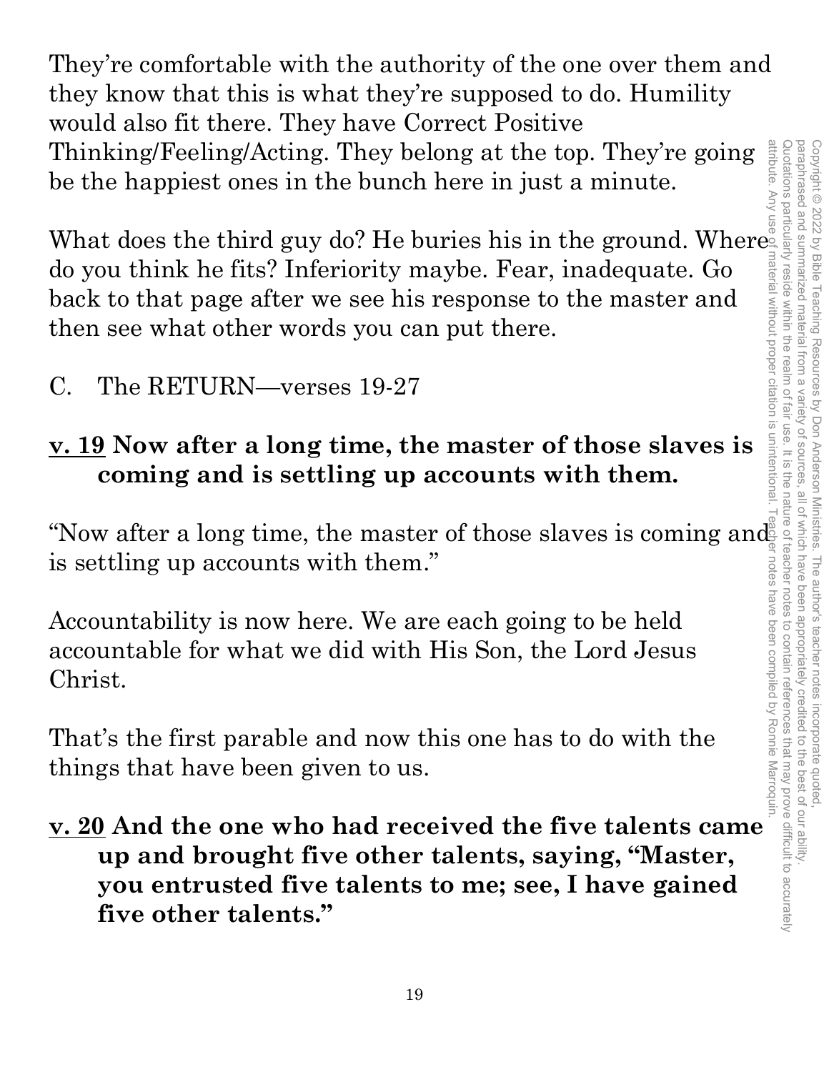They're comfortable with the authority of the one over them and they know that this is what they're supposed to do. Humility would also fit there. They have Correct Positive Thinking/Feeling/Acting. They belong at the top. They're going be the happiest ones in the bunch here in just a minute.

What does the third guy do? He buries his in the ground. Where do you think he fits? Inferiority maybe. Fear, inadequate. Go back to that page after we see his response to the master and then see what other words you can put there.

C. The RETURN—verses 19-27

**<u>v. 19</u> Now after a long time, the master of those slaves is coming and is settling up accounts with them.**

"Now after a long time, the master of those slaves is coming and is settling up accounts with them."

Accountability is now here. We are each going to be held accountable for what we did with His Son, the Lord Jesus Christ.

That's the first parable and now this one has to do with the things that have been given to us.

**<u>v. 20</u> And the one who had received the five talents came up and brought five other talents, saying, "Master, you entrusted five talents to me; see, I have gained five other talents."**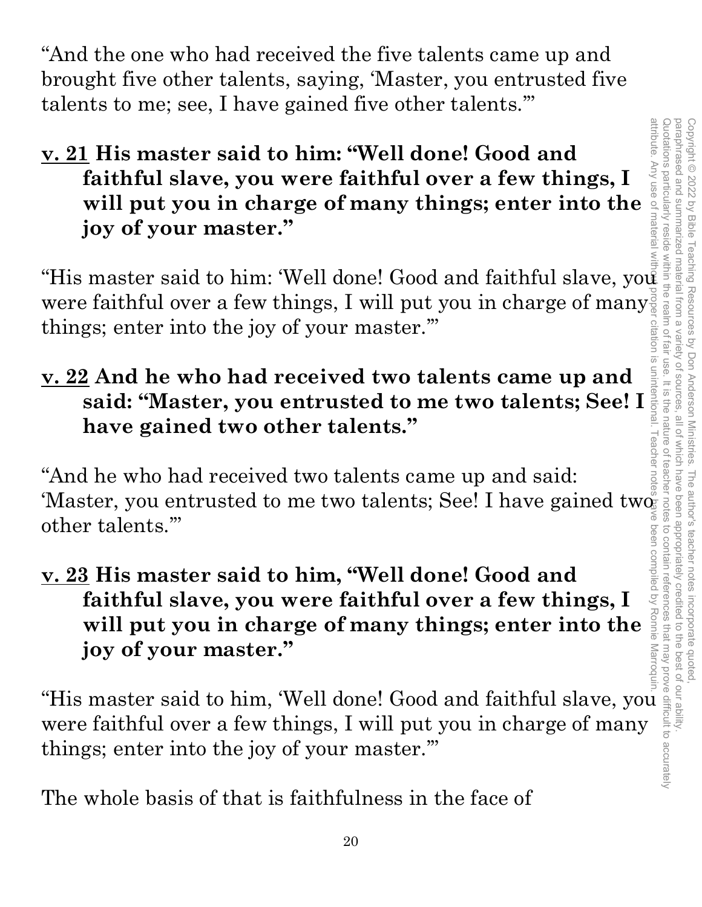"And the one who had received the five talents came up and brought five other talents, saying, 'Master, you entrusted five talents to me; see, I have gained five other talents.'"

**<u>v. 21</u> His master said to him: "Well done! Good and faithful slave, you were faithful over a few things, I will put you in charge of many things; enter into the joy of your master."**

"His master said to him: 'Well done! Good and faithful slave, you were faithful over a few things, I will put you in charge of many things; enter into the joy of your master.'"

**<u>v. 22</u> And he who had received two talents came up and said: "Master, you entrusted to me two talents; See! I have gained two other talents."**

"And he who had received two talents came up and said: 'Master, you entrusted to me two talents; See! I have gained two other talents.'"

**<u>v. 23</u> His master said to him, "Well done! Good and faithful slave, you were faithful over a few things, I will put you in charge of many things; enter into the joy of your master."**

"His master said to him, 'Well done! Good and faithful slave, you were faithful over a few things, I will put you in charge of many things; enter into the joy of your master.'"

The whole basis of that is faithfulness in the face of

Copyright © 2022 by Bible Teaching Resources by Don Anderson Ministries. The author's teacher notes incorporate quoted, paraphrased and summarized material from a variety of sources, all of which have been appropriately credited to the best of our ability. Quotations particularly reside within the realm of fair use. It is the nature of teacher notes to contain references that may prove difficult to accurately attribute. Any use of material without proper citation is unintentional. Teacher notes have been compiled by Ronnie Marroquin.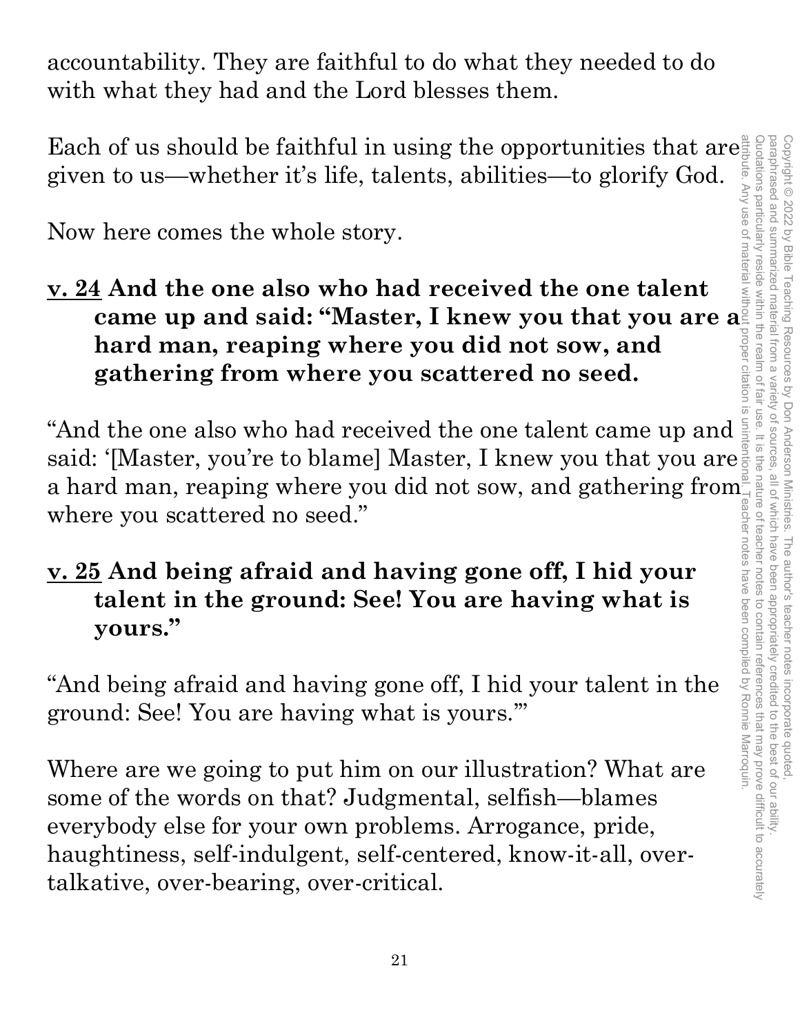accountability. They are faithful to do what they needed to do with what they had and the Lord blesses them.

Each of us should be faithful in using the opportunities that are given to us—whether it's life, talents, abilities—to glorify God.

Now here comes the whole story.

**<u>v. 24</u> And the one also who had received the one talent came up and said: "Master, I knew you that you are a hard man, reaping where you did not sow, and gathering from where you scattered no seed.**

"And the one also who had received the one talent came up and said: '[Master, you're to blame] Master, I knew you that you are a hard man, reaping where you did not sow, and gathering from where you scattered no seed."

**<u>v. 25</u> And being afraid and having gone off, I hid your talent in the ground: See! You are having what is yours."**

"And being afraid and having gone off, I hid your talent in the ground: See! You are having what is yours.'"

Where are we going to put him on our illustration? What are some of the words on that? Judgmental, selfish—blames everybody else for your own problems. Arrogance, pride, haughtiness, self-indulgent, self-centered, know-it-all, over-talkative, over-bearing, over-critical.

Copyright © 2022 by Bible Teaching Resources by Don Anderson Ministries. The author's teacher notes incorporate quoted, paraphrased and summarized material from a variety of sources, all of which have been appropriately credited to the best of our ability. Quotations particularly reside within the realm of fair use. It is the nature of teacher notes to contain references that may prove difficult to accurately attribute. Any use of material without proper citation is unintentional. Teacher notes have been compiled by Ronnie Marroquin.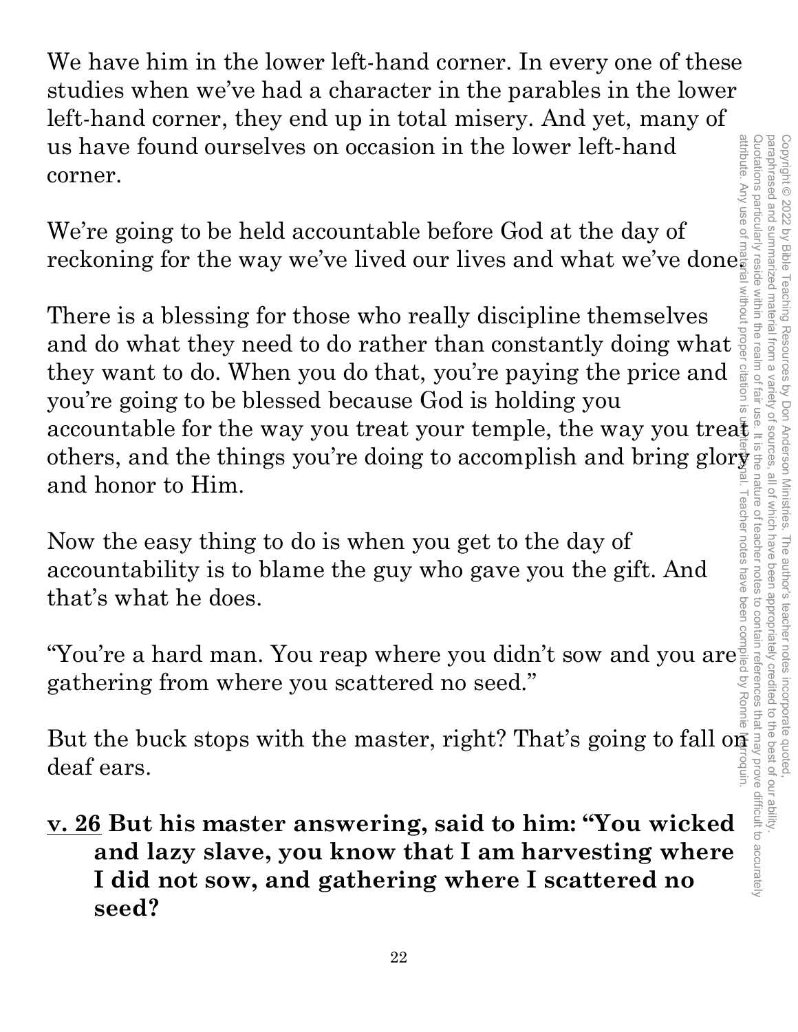We have him in the lower left-hand corner. In every one of these studies when we've had a character in the parables in the lower left-hand corner, they end up in total misery. And yet, many of us have found ourselves on occasion in the lower left-hand corner.

We're going to be held accountable before God at the day of reckoning for the way we've lived our lives and what we've done.

There is a blessing for those who really discipline themselves and do what they need to do rather than constantly doing what they want to do. When you do that, you're paying the price and you're going to be blessed because God is holding you accountable for the way you treat your temple, the way you treat others, and the things you're doing to accomplish and bring glory and honor to Him.

Now the easy thing to do is when you get to the day of accountability is to blame the guy who gave you the gift. And that's what he does.

"You're a hard man. You reap where you didn't sow and you are gathering from where you scattered no seed."

But the buck stops with the master, right? That's going to fall on deaf ears.

**<u>v. 26</u> But his master answering, said to him: "You wicked and lazy slave, you know that I am harvesting where I did not sow, and gathering where I scattered no seed?**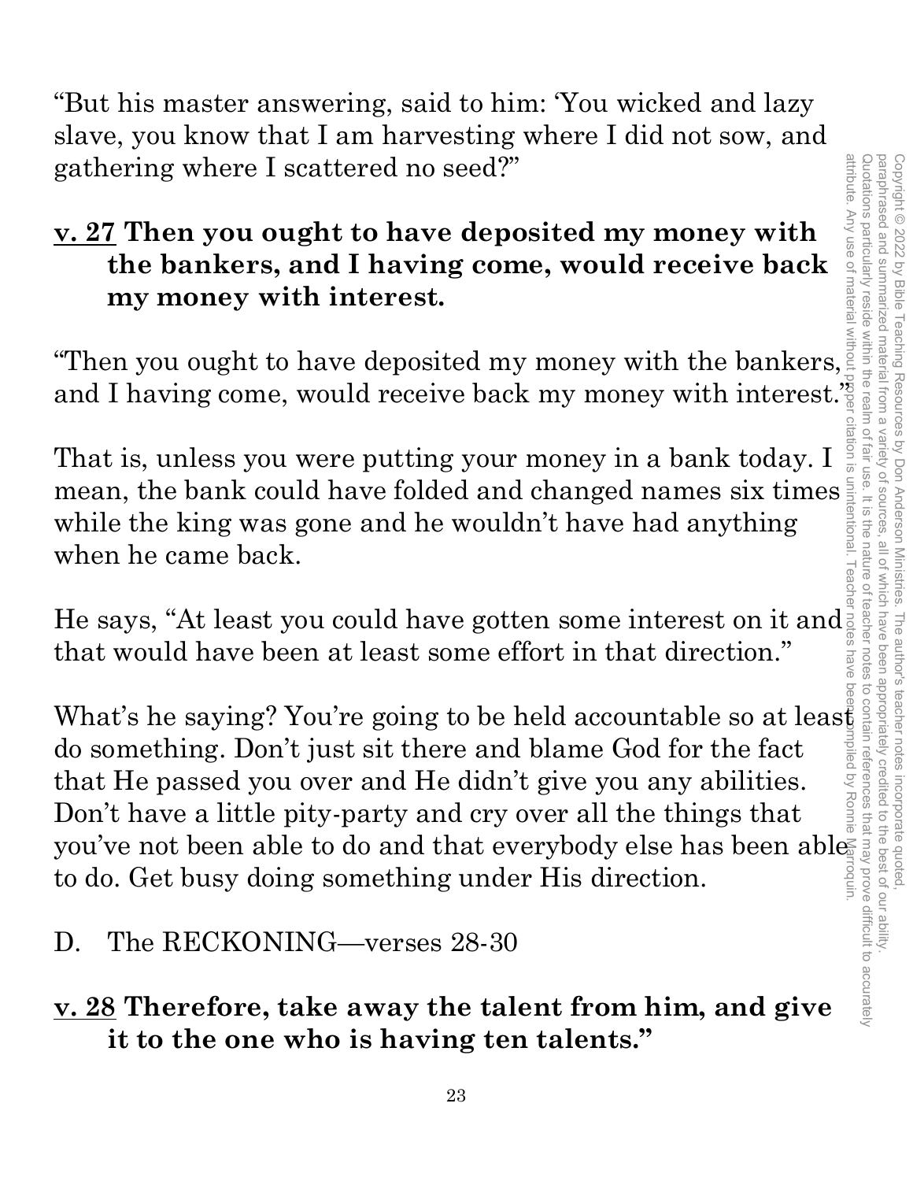"But his master answering, said to him: 'You wicked and lazy slave, you know that I am harvesting where I did not sow, and gathering where I scattered no seed?"

**v. 27 Then you ought to have deposited my money with the bankers, and I having come, would receive back my money with interest.**

"Then you ought to have deposited my money with the bankers, and I having come, would receive back my money with interest."

That is, unless you were putting your money in a bank today. I mean, the bank could have folded and changed names six times while the king was gone and he wouldn't have had anything when he came back.

He says, "At least you could have gotten some interest on it and that would have been at least some effort in that direction."

What's he saying? You're going to be held accountable so at least do something. Don't just sit there and blame God for the fact that He passed you over and He didn't give you any abilities. Don't have a little pity-party and cry over all the things that you've not been able to do and that everybody else has been able to do. Get busy doing something under His direction.

D. The RECKONING—verses 28-30

**v. 28 Therefore, take away the talent from him, and give it to the one who is having ten talents."**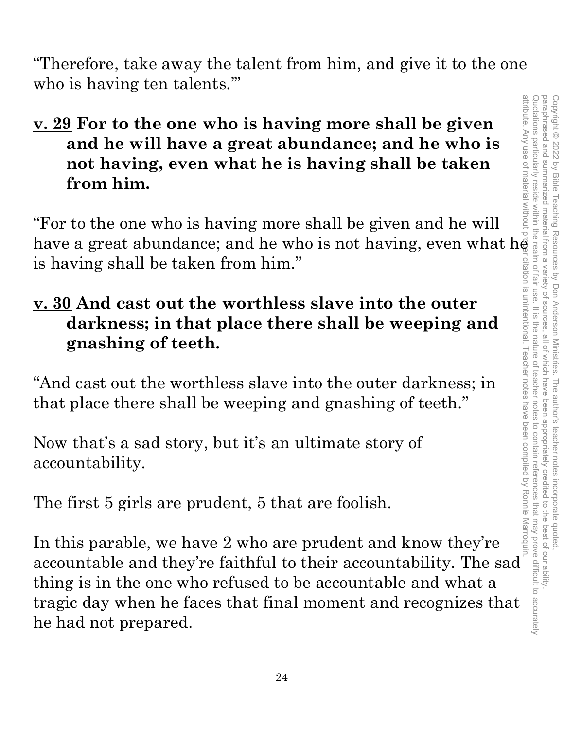"Therefore, take away the talent from him, and give it to the one who is having ten talents.'"

**<u>v. 29</u> For to the one who is having more shall be given and he will have a great abundance; and he who is not having, even what he is having shall be taken from him.**

"For to the one who is having more shall be given and he will have a great abundance; and he who is not having, even what he is having shall be taken from him."

**<u>v. 30</u> And cast out the worthless slave into the outer darkness; in that place there shall be weeping and gnashing of teeth.**

"And cast out the worthless slave into the outer darkness; in that place there shall be weeping and gnashing of teeth."

Now that's a sad story, but it's an ultimate story of accountability.

The first 5 girls are prudent, 5 that are foolish.

In this parable, we have 2 who are prudent and know they're accountable and they're faithful to their accountability. The sad thing is in the one who refused to be accountable and what a tragic day when he faces that final moment and recognizes that he had not prepared.

Copyright © 2022 by Bible Teaching Resources by Don Anderson Ministries. The author's teacher notes incorporate quoted, paraphrased and summarized material from a variety of sources, all of which have been appropriately credited to the best of our ability. Quotations particularly reside within the realm of fair use. It is the nature of teacher notes to contain references that may prove difficult to accurately attribute. Any use of material without proper citation is unintentional. Teacher notes have been compiled by Ronnie Marroquin.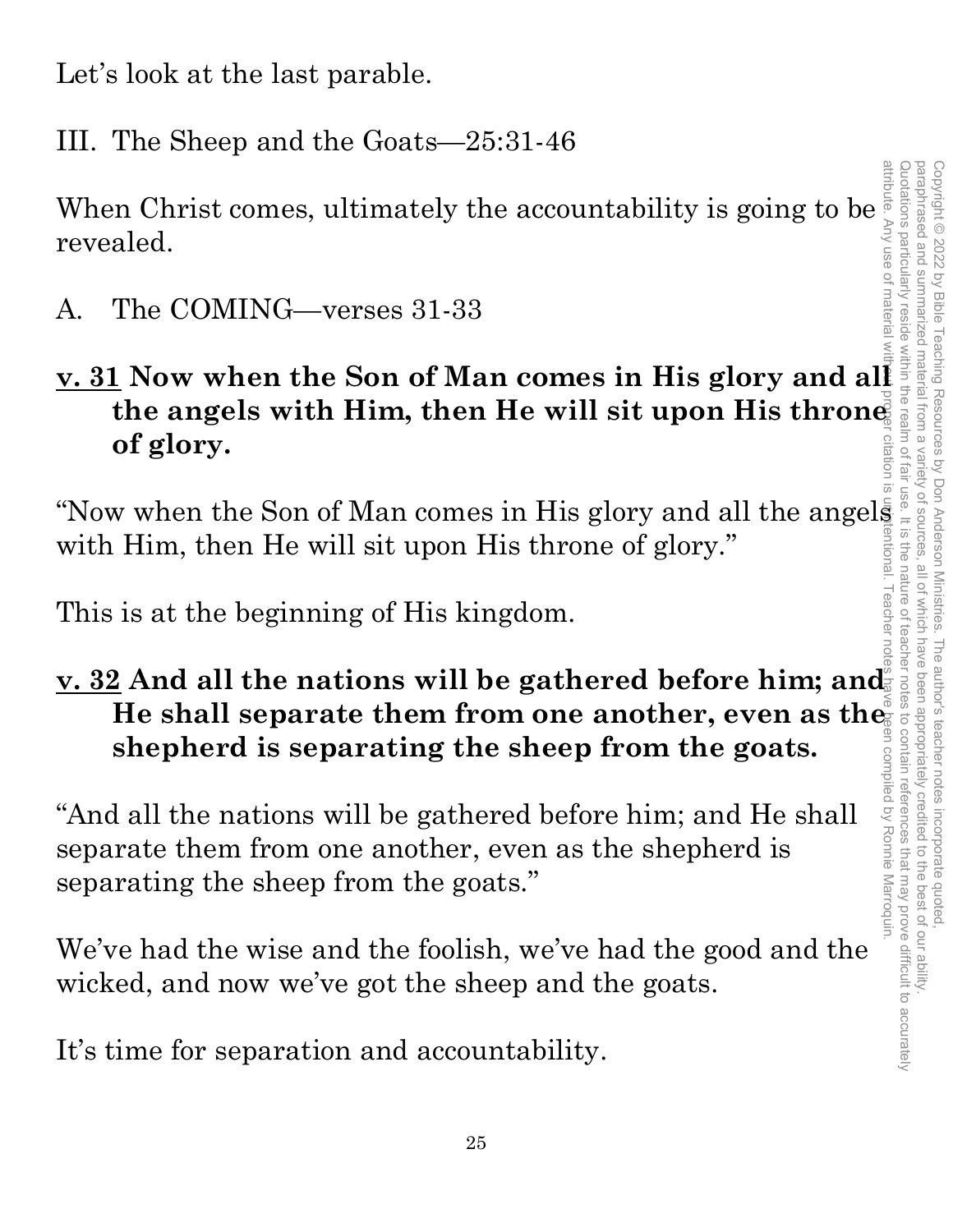Let's look at the last parable.

III. The Sheep and the Goats—25:31-46

When Christ comes, ultimately the accountability is going to be revealed.

A. The COMING—verses 31-33

**<u>v. 31</u> Now when the Son of Man comes in His glory and all the angels with Him, then He will sit upon His throne of glory.**

"Now when the Son of Man comes in His glory and all the angels with Him, then He will sit upon His throne of glory."

This is at the beginning of His kingdom.

**<u>v. 32</u> And all the nations will be gathered before him; and He shall separate them from one another, even as the shepherd is separating the sheep from the goats.**

"And all the nations will be gathered before him; and He shall separate them from one another, even as the shepherd is separating the sheep from the goats."

We've had the wise and the foolish, we've had the good and the wicked, and now we've got the sheep and the goats.

It's time for separation and accountability.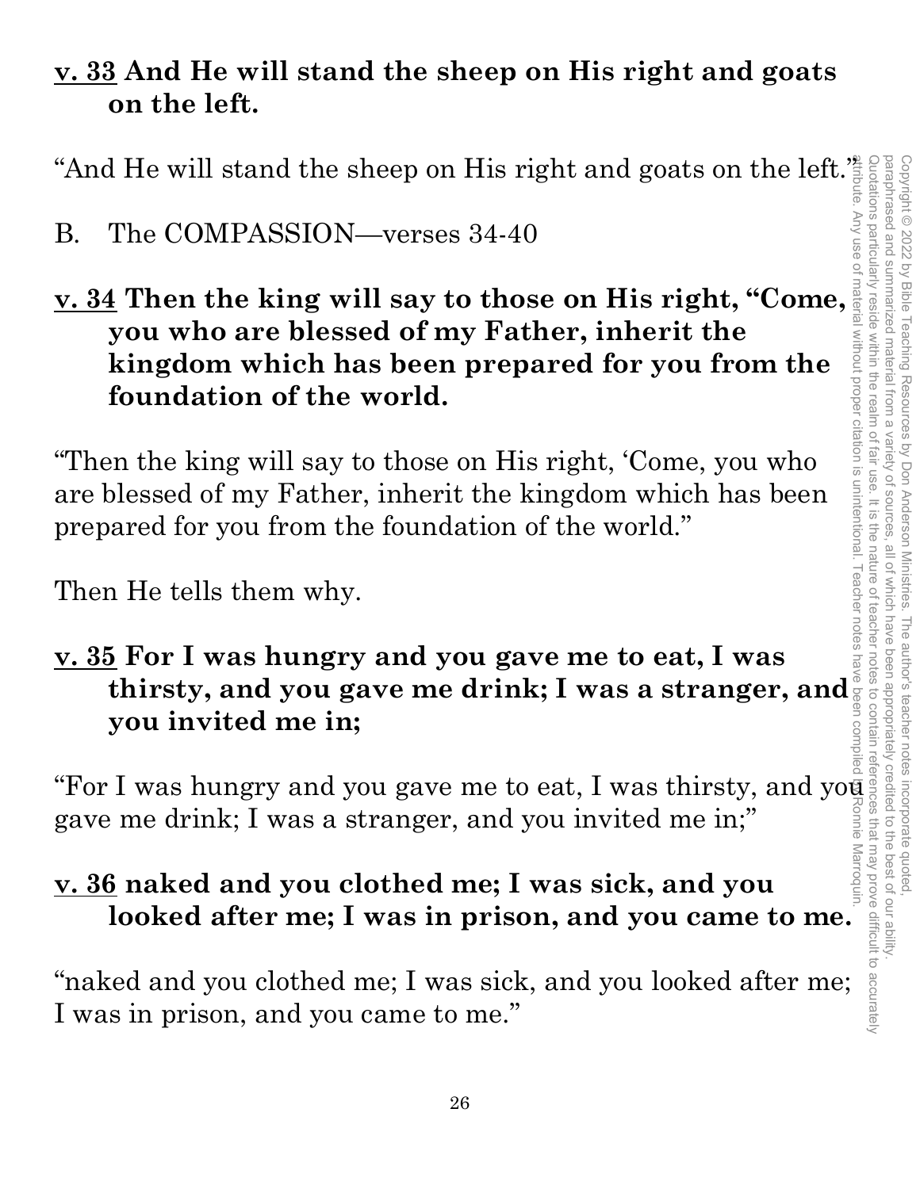**v. 33 And He will stand the sheep on His right and goats on the left.**

"And He will stand the sheep on His right and goats on the left."

B. The COMPASSION—verses 34-40

**v. 34 Then the king will say to those on His right, "Come, you who are blessed of my Father, inherit the kingdom which has been prepared for you from the foundation of the world.**

"Then the king will say to those on His right, 'Come, you who are blessed of my Father, inherit the kingdom which has been prepared for you from the foundation of the world."

Then He tells them why.

**v. 35 For I was hungry and you gave me to eat, I was thirsty, and you gave me drink; I was a stranger, and you invited me in;**

"For I was hungry and you gave me to eat, I was thirsty, and you gave me drink; I was a stranger, and you invited me in;"

**v. 36 naked and you clothed me; I was sick, and you looked after me; I was in prison, and you came to me.**

"naked and you clothed me; I was sick, and you looked after me; I was in prison, and you came to me."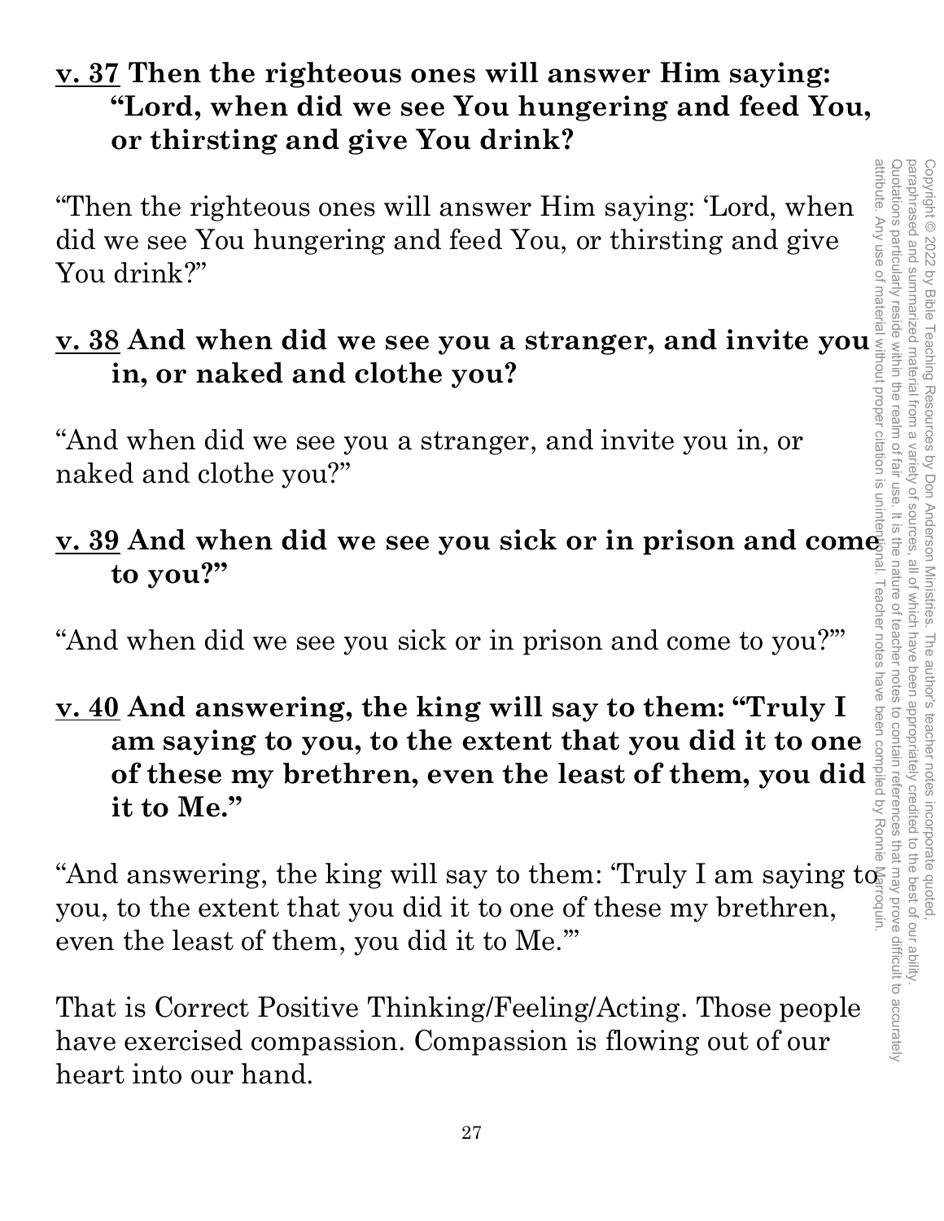**<u>v. 37</u> Then the righteous ones will answer Him saying: "Lord, when did we see You hungering and feed You, or thirsting and give You drink?**

"Then the righteous ones will answer Him saying: 'Lord, when did we see You hungering and feed You, or thirsting and give You drink?"

**<u>v. 38</u> And when did we see you a stranger, and invite you in, or naked and clothe you?**

"And when did we see you a stranger, and invite you in, or naked and clothe you?"

**<u>v. 39</u> And when did we see you sick or in prison and come to you?"**

"And when did we see you sick or in prison and come to you?'"

**<u>v. 40</u> And answering, the king will say to them: "Truly I am saying to you, to the extent that you did it to one of these my brethren, even the least of them, you did it to Me."**

"And answering, the king will say to them: 'Truly I am saying to you, to the extent that you did it to one of these my brethren, even the least of them, you did it to Me.'"

That is Correct Positive Thinking/Feeling/Acting. Those people have exercised compassion. Compassion is flowing out of our heart into our hand.

Copyright © 2022 by Bible Teaching Resources by Don Anderson Ministries. The author's teacher notes incorporate quoted, paraphrased and summarized material from a variety of sources, all of which have been appropriately credited to the best of our ability. Quotations particularly reside within the realm of fair use. It is the nature of teacher notes to contain references that may prove difficult to accurately attribute. Any use of material without proper citation is unintentional. Teacher notes have been compiled by Ronnie Marroquin.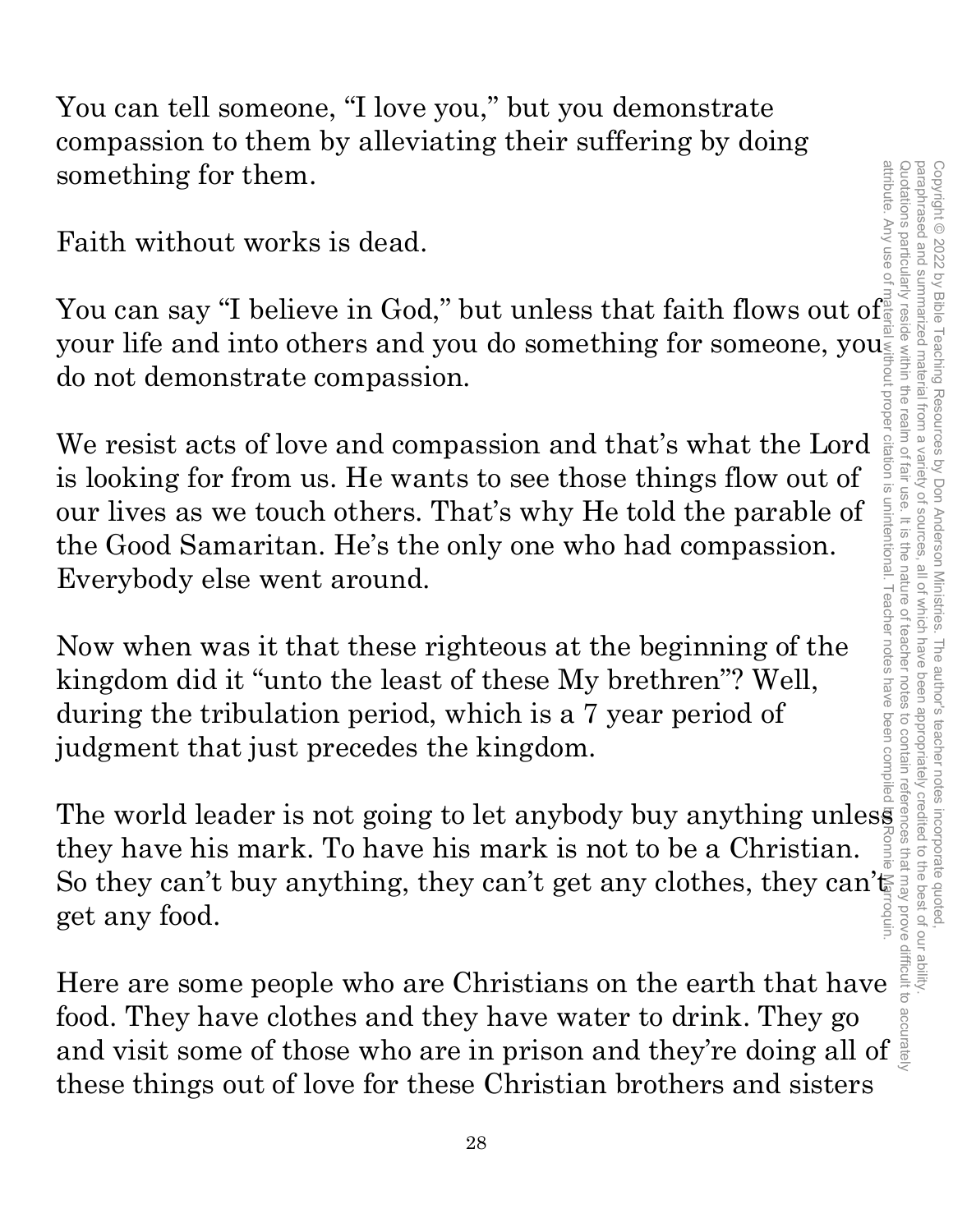You can tell someone, "I love you," but you demonstrate compassion to them by alleviating their suffering by doing something for them.

Faith without works is dead.

You can say "I believe in God," but unless that faith flows out of your life and into others and you do something for someone, you do not demonstrate compassion.

We resist acts of love and compassion and that's what the Lord is looking for from us. He wants to see those things flow out of our lives as we touch others. That's why He told the parable of the Good Samaritan. He's the only one who had compassion. Everybody else went around.

Now when was it that these righteous at the beginning of the kingdom did it "unto the least of these My brethren"? Well, during the tribulation period, which is a 7 year period of judgment that just precedes the kingdom.

The world leader is not going to let anybody buy anything unless they have his mark. To have his mark is not to be a Christian. So they can't buy anything, they can't get any clothes, they can't get any food.

Here are some people who are Christians on the earth that have food. They have clothes and they have water to drink. They go and visit some of those who are in prison and they're doing all of these things out of love for these Christian brothers and sisters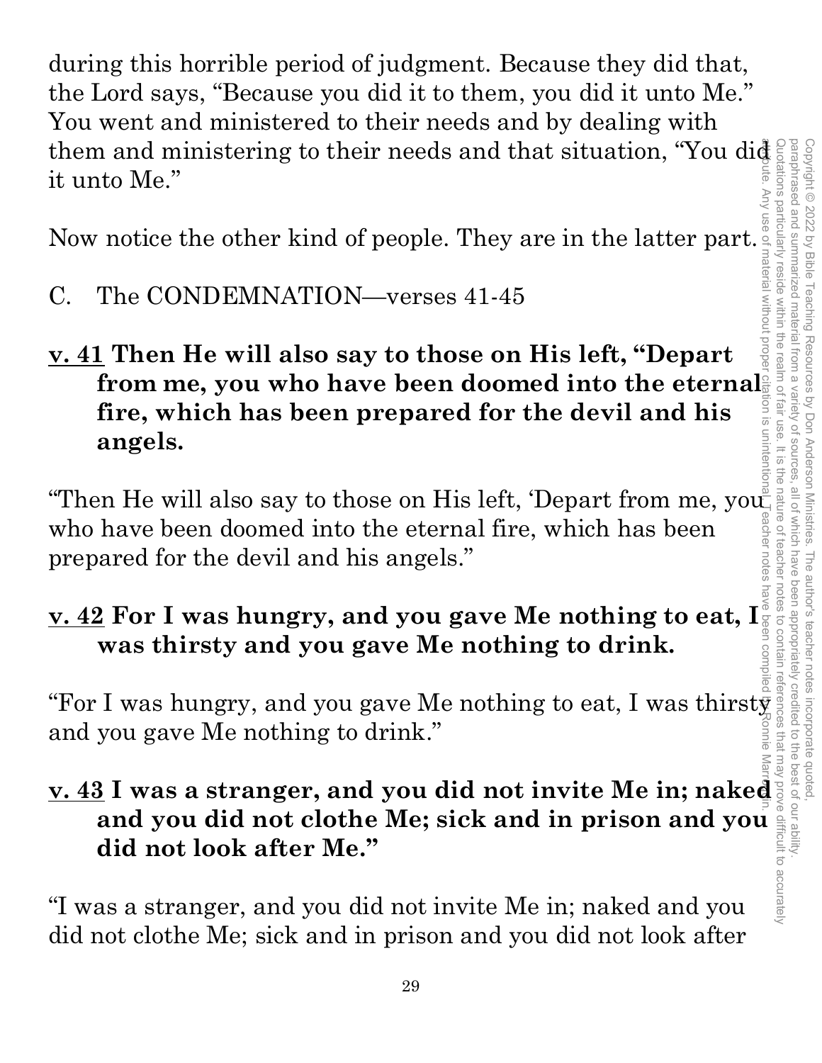during this horrible period of judgment. Because they did that, the Lord says, "Because you did it to them, you did it unto Me." You went and ministered to their needs and by dealing with them and ministering to their needs and that situation, "You did it unto Me."

Now notice the other kind of people. They are in the latter part.

C. The CONDEMNATION—verses 41-45

**v. 41 Then He will also say to those on His left, "Depart from me, you who have been doomed into the eternal fire, which has been prepared for the devil and his angels.**

"Then He will also say to those on His left, 'Depart from me, you who have been doomed into the eternal fire, which has been prepared for the devil and his angels."

**v. 42 For I was hungry, and you gave Me nothing to eat, I was thirsty and you gave Me nothing to drink.**

"For I was hungry, and you gave Me nothing to eat, I was thirsty and you gave Me nothing to drink."

**v. 43 I was a stranger, and you did not invite Me in; naked and you did not clothe Me; sick and in prison and you did not look after Me."**

"I was a stranger, and you did not invite Me in; naked and you did not clothe Me; sick and in prison and you did not look after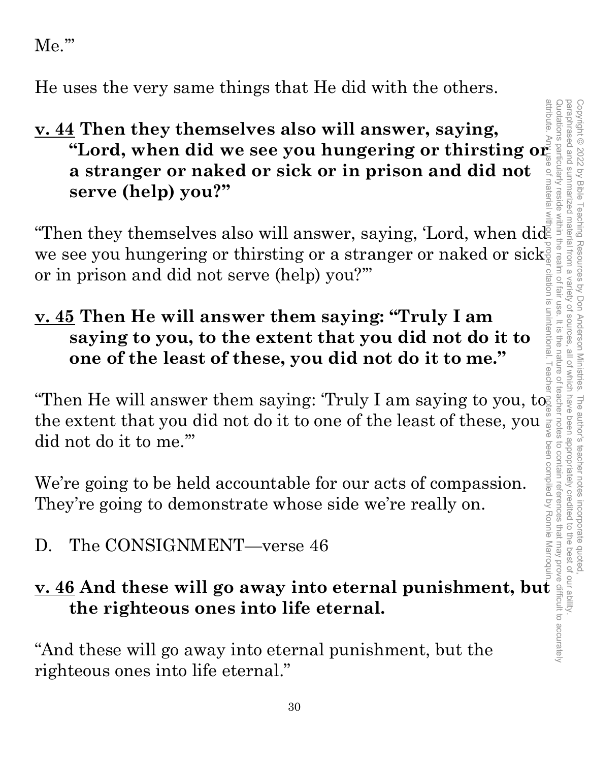Me.'"

He uses the very same things that He did with the others.

**<u>v. 44</u> Then they themselves also will answer, saying, "Lord, when did we see you hungering or thirsting or a stranger or naked or sick or in prison and did not serve (help) you?"**

"Then they themselves also will answer, saying, 'Lord, when did we see you hungering or thirsting or a stranger or naked or sick or in prison and did not serve (help) you?'"

**<u>v. 45</u> Then He will answer them saying: "Truly I am saying to you, to the extent that you did not do it to one of the least of these, you did not do it to me."**

"Then He will answer them saying: 'Truly I am saying to you, to the extent that you did not do it to one of the least of these, you did not do it to me.'"

We're going to be held accountable for our acts of compassion. They're going to demonstrate whose side we're really on.

D. The CONSIGNMENT—verse 46

**<u>v. 46</u> And these will go away into eternal punishment, but the righteous ones into life eternal.**

"And these will go away into eternal punishment, but the righteous ones into life eternal."

Copyright © 2022 by Bible Teaching Resources by Don Anderson Ministries. The author's teacher notes incorporate quoted, paraphrased and summarized material from a variety of sources, all of which have been appropriately credited to the best of our ability. Quotations particularly reside within the realm of fair use. It is the nature of teacher notes to contain references that may prove difficult to accurately attribute. Any use of material without proper citation is unintentional. Teacher notes have been compiled by Ronnie Marroquin.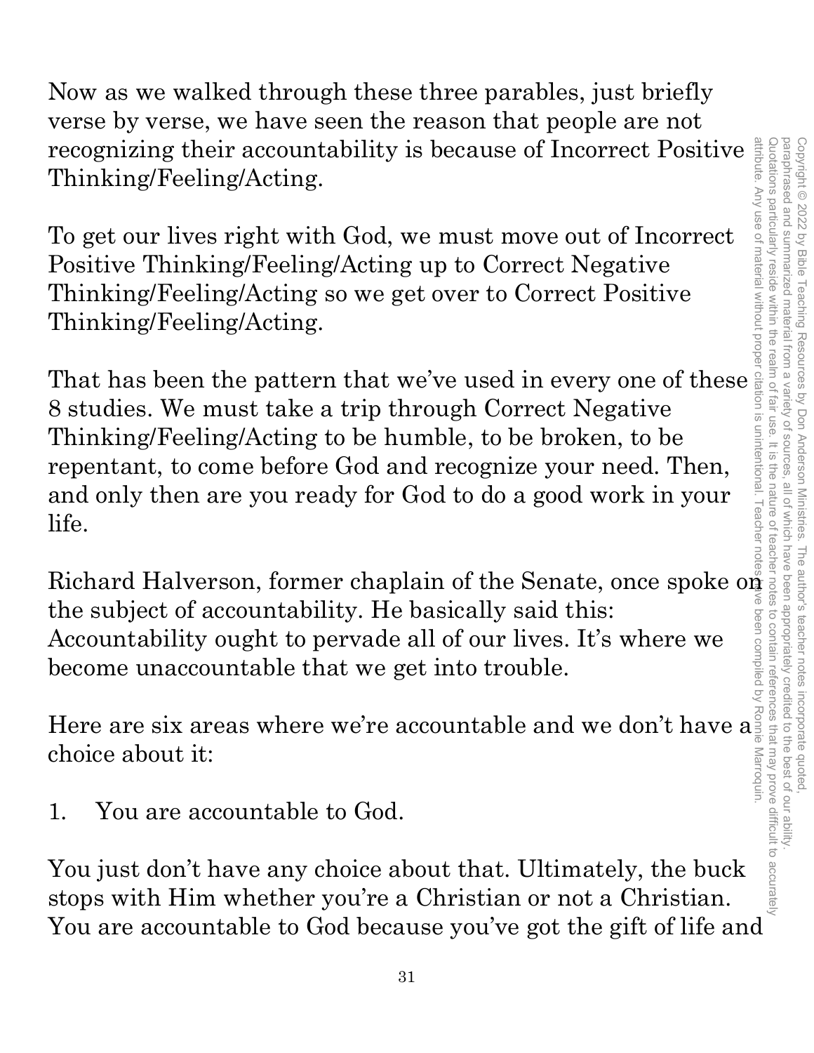Now as we walked through these three parables, just briefly verse by verse, we have seen the reason that people are not recognizing their accountability is because of Incorrect Positive Thinking/Feeling/Acting.

To get our lives right with God, we must move out of Incorrect Positive Thinking/Feeling/Acting up to Correct Negative Thinking/Feeling/Acting so we get over to Correct Positive Thinking/Feeling/Acting.

That has been the pattern that we've used in every one of these 8 studies. We must take a trip through Correct Negative Thinking/Feeling/Acting to be humble, to be broken, to be repentant, to come before God and recognize your need. Then, and only then are you ready for God to do a good work in your life.

Richard Halverson, former chaplain of the Senate, once spoke on the subject of accountability. He basically said this: Accountability ought to pervade all of our lives. It's where we become unaccountable that we get into trouble.

Here are six areas where we're accountable and we don't have a choice about it:

1. You are accountable to God.

You just don't have any choice about that. Ultimately, the buck stops with Him whether you're a Christian or not a Christian. You are accountable to God because you've got the gift of life and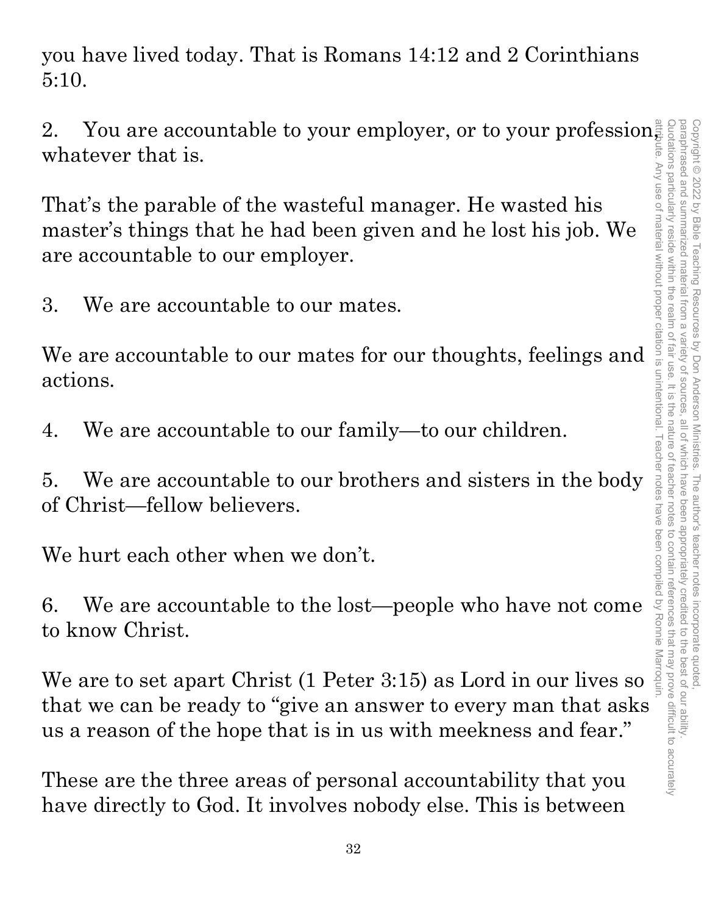you have lived today. That is Romans 14:12 and 2 Corinthians 5:10.

2. You are accountable to your employer, or to your profession, whatever that is.

That's the parable of the wasteful manager. He wasted his master's things that he had been given and he lost his job. We are accountable to our employer.

3. We are accountable to our mates.

We are accountable to our mates for our thoughts, feelings and actions.

4. We are accountable to our family—to our children.

5. We are accountable to our brothers and sisters in the body of Christ—fellow believers.

We hurt each other when we don't.

6. We are accountable to the lost—people who have not come to know Christ.

We are to set apart Christ (1 Peter 3:15) as Lord in our lives so that we can be ready to "give an answer to every man that asks us a reason of the hope that is in us with meekness and fear."

These are the three areas of personal accountability that you have directly to God. It involves nobody else. This is between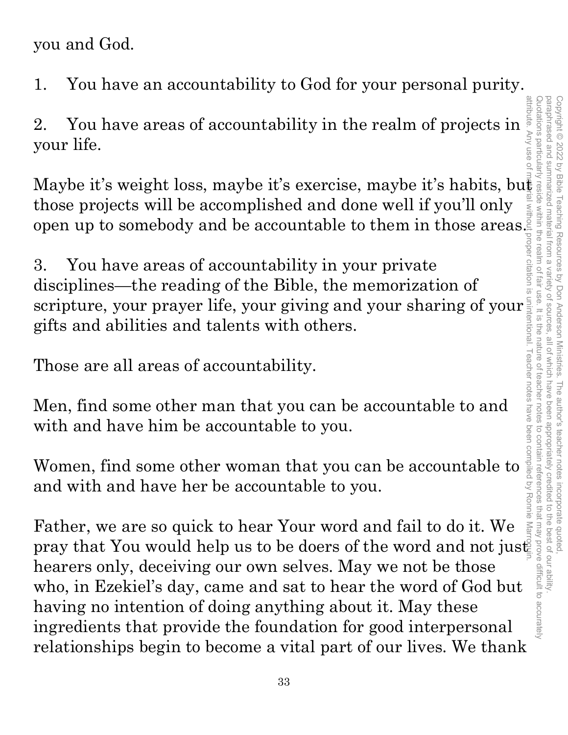you and God.

1. You have an accountability to God for your personal purity.

2. You have areas of accountability in the realm of projects in your life.

Maybe it's weight loss, maybe it's exercise, maybe it's habits, but those projects will be accomplished and done well if you'll only open up to somebody and be accountable to them in those areas.

3. You have areas of accountability in your private disciplines—the reading of the Bible, the memorization of scripture, your prayer life, your giving and your sharing of your gifts and abilities and talents with others.

Those are all areas of accountability.

Men, find some other man that you can be accountable to and with and have him be accountable to you.

Women, find some other woman that you can be accountable to and with and have her be accountable to you.

Father, we are so quick to hear Your word and fail to do it. We pray that You would help us to be doers of the word and not just hearers only, deceiving our own selves. May we not be those who, in Ezekiel's day, came and sat to hear the word of God but having no intention of doing anything about it. May these ingredients that provide the foundation for good interpersonal relationships begin to become a vital part of our lives. We thank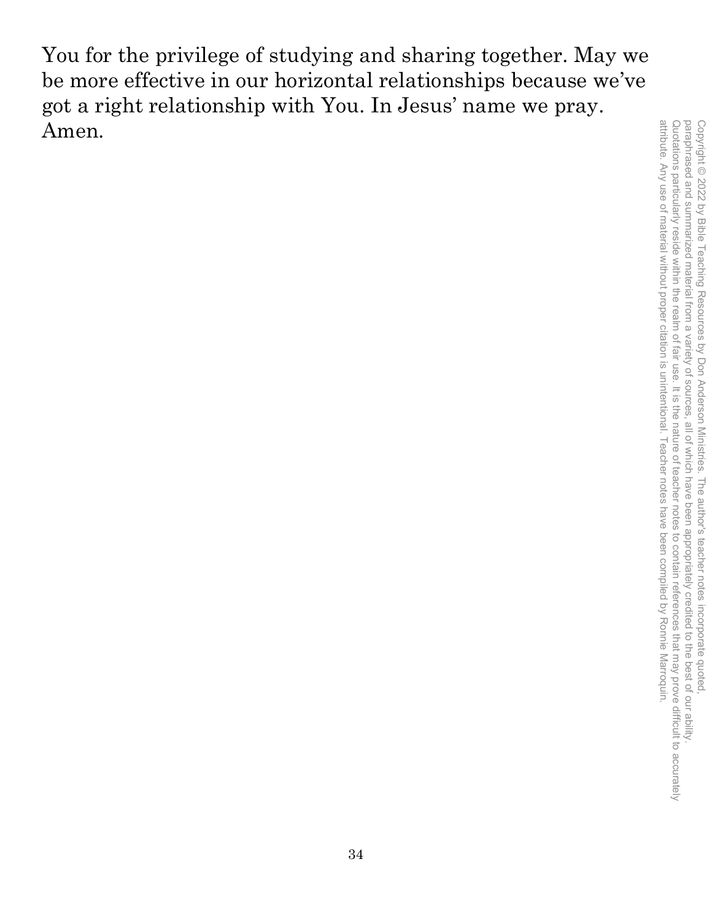You for the privilege of studying and sharing together. May we be more effective in our horizontal relationships because we've got a right relationship with You. In Jesus' name we pray. Amen.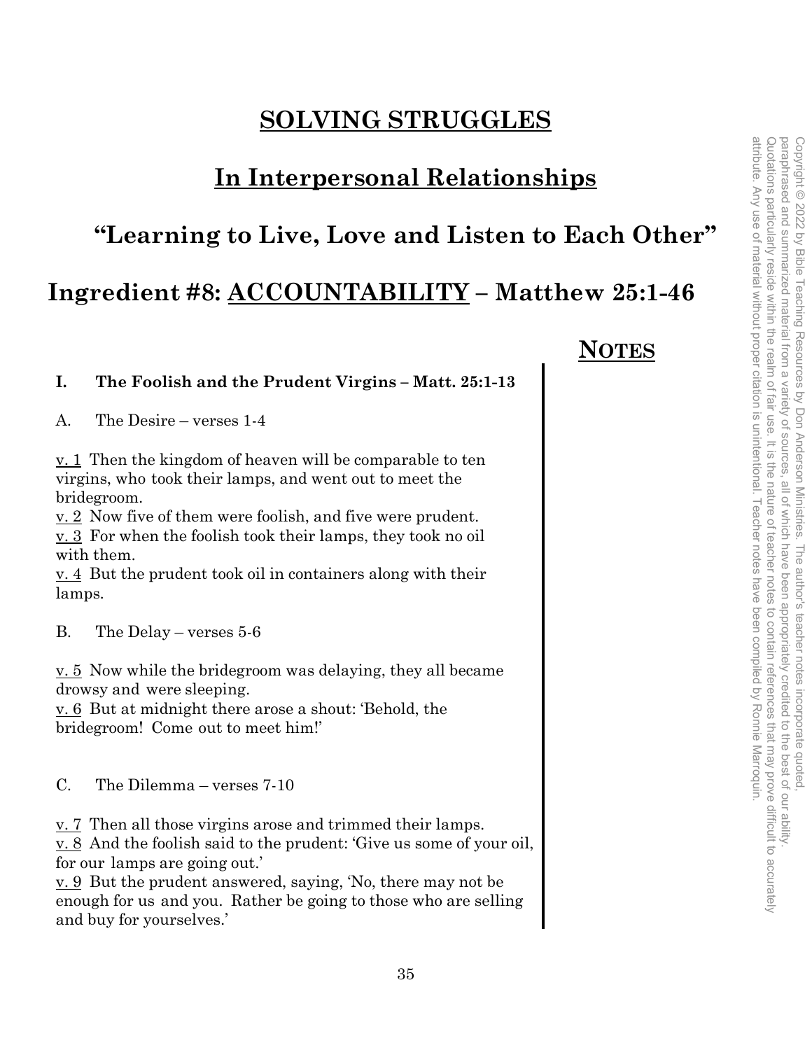# SOLVING STRUGGLES

## In Interpersonal Relationships

## "Learning to Live, Love and Listen to Each Other"

## Ingredient #8: ACCOUNTABILITY – Matthew 25:1-46

**NOTES**

**I. The Foolish and the Prudent Virgins – Matt. 25:1-13**

A. The Desire – verses 1-4

v. 1 Then the kingdom of heaven will be comparable to ten virgins, who took their lamps, and went out to meet the bridegroom.
v. 2 Now five of them were foolish, and five were prudent.
v. 3 For when the foolish took their lamps, they took no oil with them.
v. 4 But the prudent took oil in containers along with their lamps.

B. The Delay – verses 5-6

v. 5 Now while the bridegroom was delaying, they all became drowsy and were sleeping.
v. 6 But at midnight there arose a shout: 'Behold, the bridegroom! Come out to meet him!'

C. The Dilemma – verses 7-10

v. 7 Then all those virgins arose and trimmed their lamps.
v. 8 And the foolish said to the prudent: 'Give us some of your oil, for our lamps are going out.'
v. 9 But the prudent answered, saying, 'No, there may not be enough for us and you. Rather be going to those who are selling and buy for yourselves.'

Copyright © 2022 by Bible Teaching Resources by Don Anderson Ministries. The author's teacher notes incorporate quoted, paraphrased and summarized material from a variety of sources, all of which have been appropriately credited to the best of our ability. Quotations particularly reside within the realm of fair use. It is the nature of teacher notes to contain references that may prove difficult to accurately attribute. Any use of material without proper citation is unintentional. Teacher notes have been compiled by Ronnie Marroquin.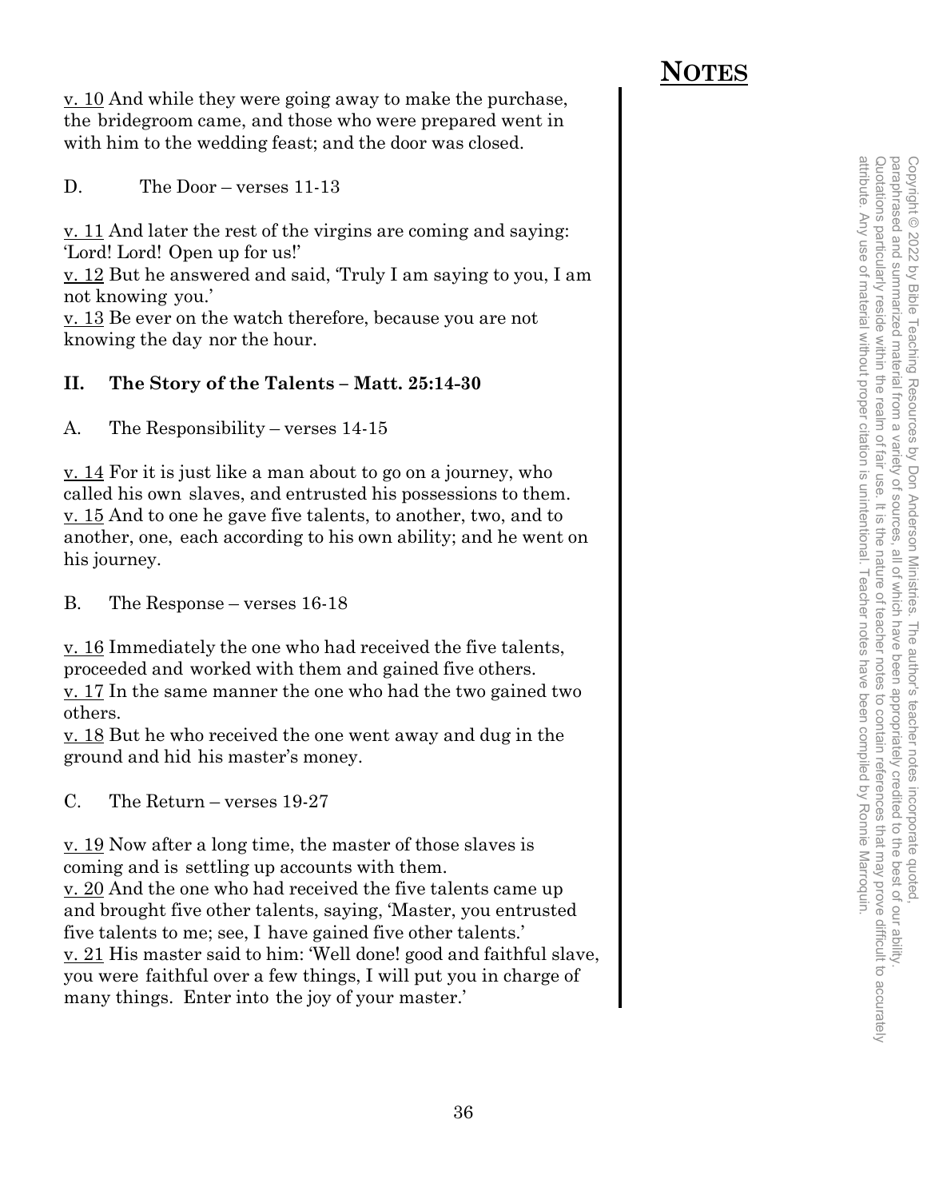## NOTES

v. 10 And while they were going away to make the purchase, the bridegroom came, and those who were prepared went in with him to the wedding feast; and the door was closed.

D. The Door – verses 11-13

v. 11 And later the rest of the virgins are coming and saying: 'Lord! Lord! Open up for us!'
v. 12 But he answered and said, 'Truly I am saying to you, I am not knowing you.'
v. 13 Be ever on the watch therefore, because you are not knowing the day nor the hour.

### II. The Story of the Talents – Matt. 25:14-30

A. The Responsibility – verses 14-15

v. 14 For it is just like a man about to go on a journey, who called his own slaves, and entrusted his possessions to them.
v. 15 And to one he gave five talents, to another, two, and to another, one, each according to his own ability; and he went on his journey.

B. The Response – verses 16-18

v. 16 Immediately the one who had received the five talents, proceeded and worked with them and gained five others.
v. 17 In the same manner the one who had the two gained two others.
v. 18 But he who received the one went away and dug in the ground and hid his master's money.

C. The Return – verses 19-27

v. 19 Now after a long time, the master of those slaves is coming and is settling up accounts with them.
v. 20 And the one who had received the five talents came up and brought five other talents, saying, 'Master, you entrusted five talents to me; see, I have gained five other talents.'
v. 21 His master said to him: 'Well done! good and faithful slave, you were faithful over a few things, I will put you in charge of many things. Enter into the joy of your master.'

Copyright © 2022 by Bible Teaching Resources by Don Anderson Ministries. The author's teacher notes incorporate quoted, paraphrased and summarized material from a variety of sources, all of which have been appropriately credited to the best of our ability. Quotations particularly reside within the realm of fair use. It is the nature of teacher notes to contain references that may prove difficult to accurately attribute. Any use of material without proper citation is unintentional. Teacher notes have been compiled by Ronnie Marroquin.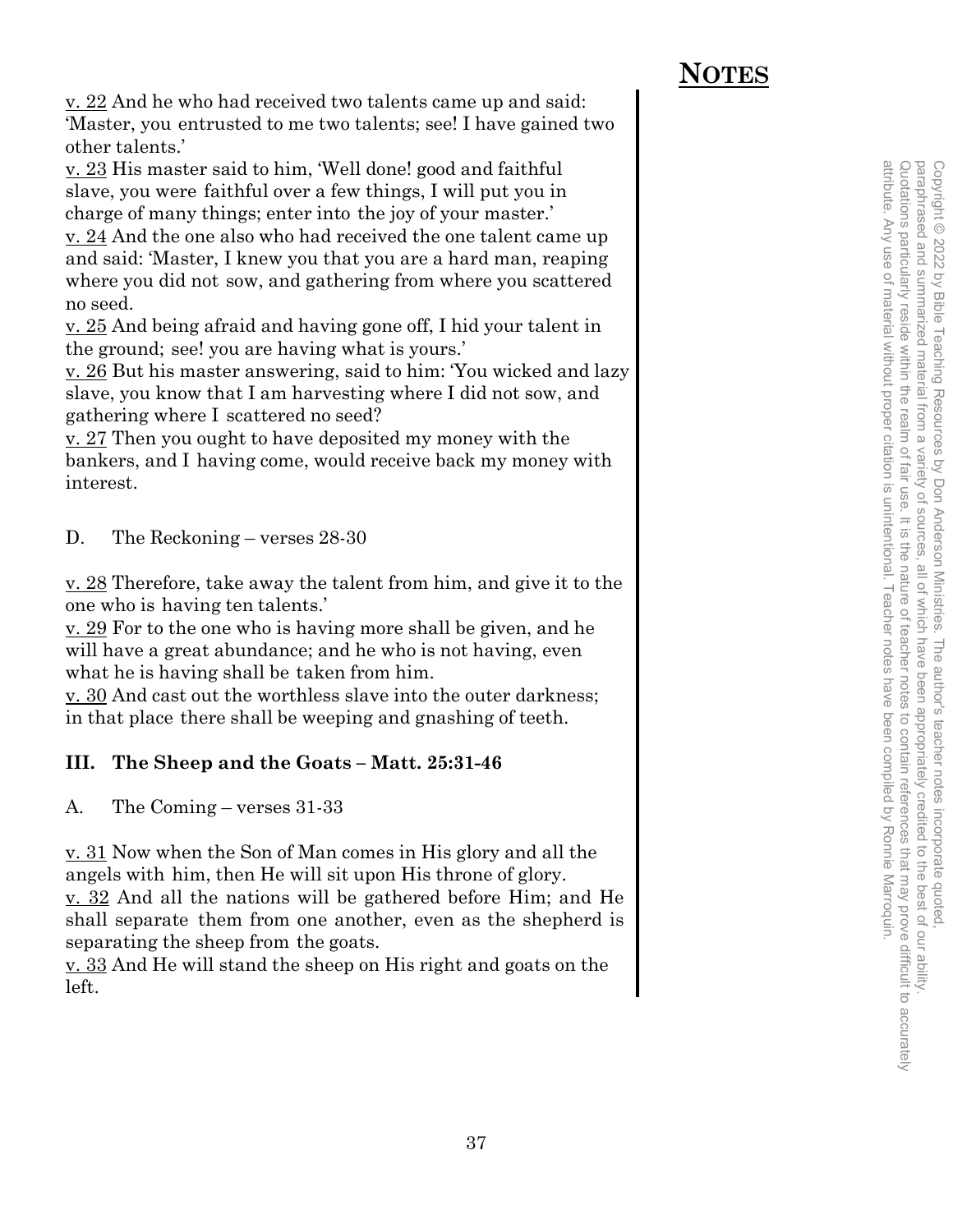## NOTES

<u>v. 22</u> And he who had received two talents came up and said: 'Master, you entrusted to me two talents; see! I have gained two other talents.'
<u>v. 23</u> His master said to him, 'Well done! good and faithful slave, you were faithful over a few things, I will put you in charge of many things; enter into the joy of your master.'
<u>v. 24</u> And the one also who had received the one talent came up and said: 'Master, I knew you that you are a hard man, reaping where you did not sow, and gathering from where you scattered no seed.
<u>v. 25</u> And being afraid and having gone off, I hid your talent in the ground; see! you are having what is yours.'
<u>v. 26</u> But his master answering, said to him: 'You wicked and lazy slave, you know that I am harvesting where I did not sow, and gathering where I scattered no seed?
<u>v. 27</u> Then you ought to have deposited my money with the bankers, and I having come, would receive back my money with interest.

D. The Reckoning – verses 28-30

<u>v. 28</u> Therefore, take away the talent from him, and give it to the one who is having ten talents.'
<u>v. 29</u> For to the one who is having more shall be given, and he will have a great abundance; and he who is not having, even what he is having shall be taken from him.
<u>v. 30</u> And cast out the worthless slave into the outer darkness; in that place there shall be weeping and gnashing of teeth.

### III. The Sheep and the Goats – Matt. 25:31-46

A. The Coming – verses 31-33

<u>v. 31</u> Now when the Son of Man comes in His glory and all the angels with him, then He will sit upon His throne of glory.
<u>v. 32</u> And all the nations will be gathered before Him; and He shall separate them from one another, even as the shepherd is separating the sheep from the goats.
<u>v. 33</u> And He will stand the sheep on His right and goats on the left.

Copyright © 2022 by Bible Teaching Resources by Don Anderson Ministries. The author's teacher notes incorporate quoted, paraphrased and summarized material from a variety of sources, all of which have been appropriately credited to the best of our ability. Quotations particularly reside within the realm of fair use. It is the nature of teacher notes to contain references that may prove difficult to accurately attribute. Any use of material without proper citation is unintentional. Teacher notes have been compiled by Ronnie Marroquin.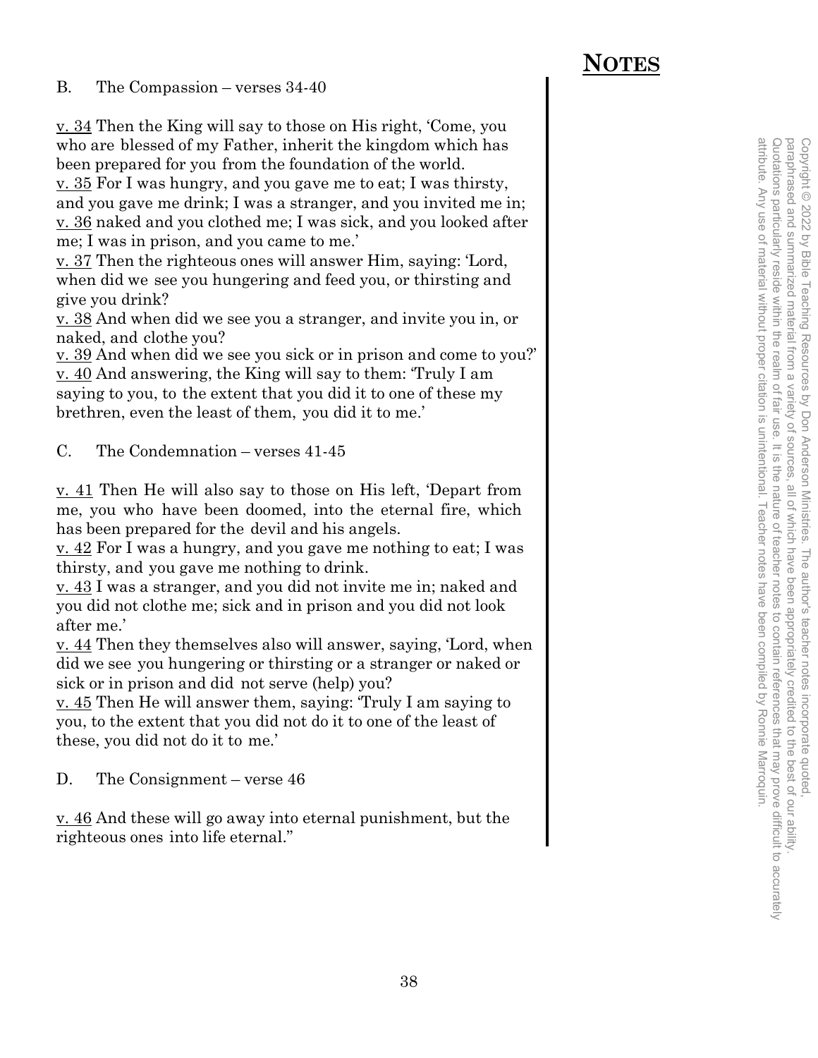B. The Compassion – verses 34-40

v. 34 Then the King will say to those on His right, 'Come, you who are blessed of my Father, inherit the kingdom which has been prepared for you from the foundation of the world.
v. 35 For I was hungry, and you gave me to eat; I was thirsty, and you gave me drink; I was a stranger, and you invited me in;
v. 36 naked and you clothed me; I was sick, and you looked after me; I was in prison, and you came to me.'
v. 37 Then the righteous ones will answer Him, saying: 'Lord, when did we see you hungering and feed you, or thirsting and give you drink?
v. 38 And when did we see you a stranger, and invite you in, or naked, and clothe you?
v. 39 And when did we see you sick or in prison and come to you?'
v. 40 And answering, the King will say to them: 'Truly I am saying to you, to the extent that you did it to one of these my brethren, even the least of them, you did it to me.'

C. The Condemnation – verses 41-45

v. 41 Then He will also say to those on His left, 'Depart from me, you who have been doomed, into the eternal fire, which has been prepared for the devil and his angels.
v. 42 For I was a hungry, and you gave me nothing to eat; I was thirsty, and you gave me nothing to drink.
v. 43 I was a stranger, and you did not invite me in; naked and you did not clothe me; sick and in prison and you did not look after me.'
v. 44 Then they themselves also will answer, saying, 'Lord, when did we see you hungering or thirsting or a stranger or naked or sick or in prison and did not serve (help) you?
v. 45 Then He will answer them, saying: 'Truly I am saying to you, to the extent that you did not do it to one of the least of these, you did not do it to me.'

D. The Consignment – verse 46

v. 46 And these will go away into eternal punishment, but the righteous ones into life eternal."

## NOTES

Copyright © 2022 by Bible Teaching Resources by Don Anderson Ministries. The author's teacher notes incorporate quoted, paraphrased and summarized material from a variety of sources, all of which have been appropriately credited to the best of our ability. Quotations particularly reside within the realm of fair use. It is the nature of teacher notes to contain references that may prove difficult to accurately attribute. Any use of material without proper citation is unintentional. Teacher notes have been compiled by Ronnie Marroquin.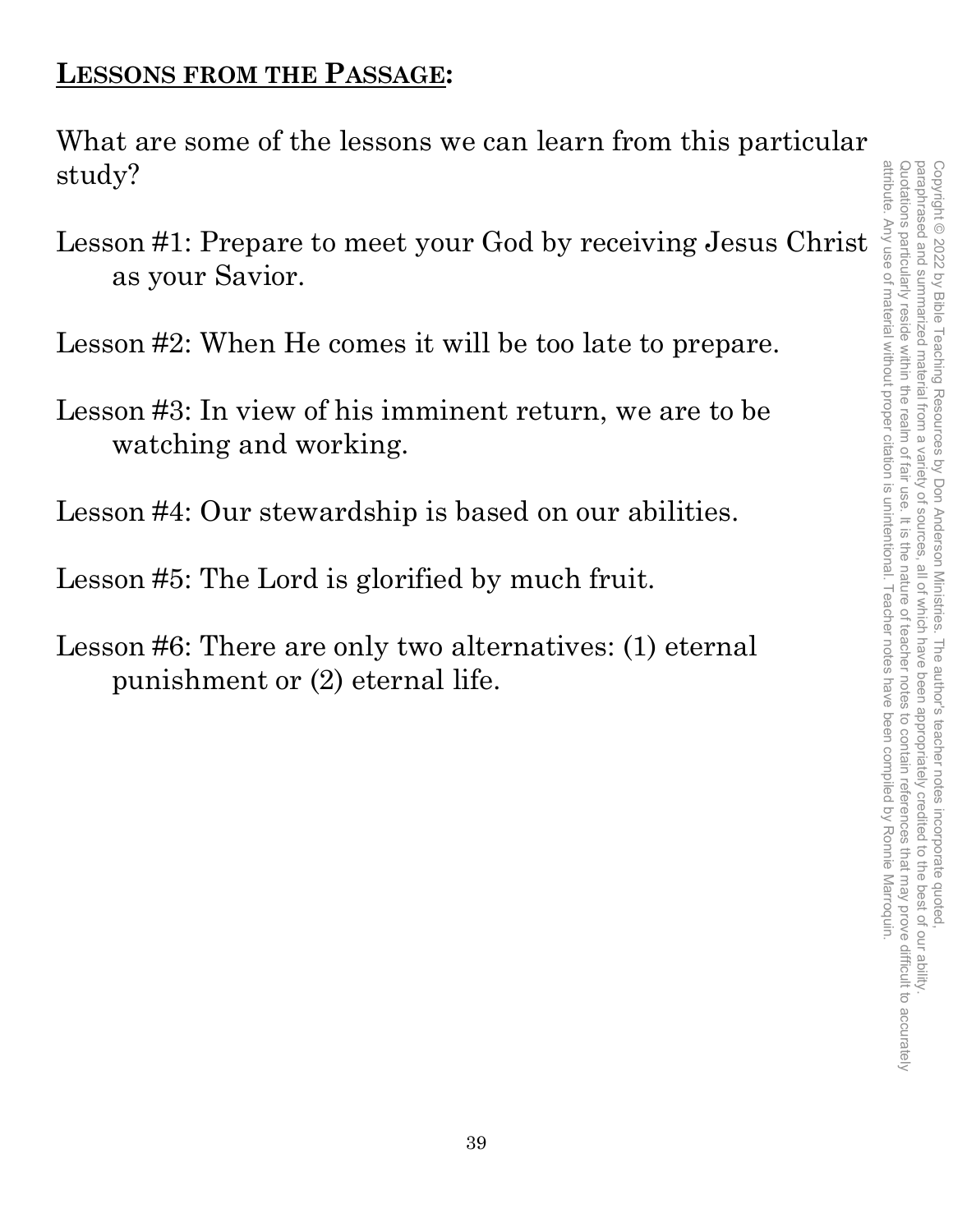## **Lessons from the Passage:**

What are some of the lessons we can learn from this particular study?

Lesson #1: Prepare to meet your God by receiving Jesus Christ as your Savior.

Lesson #2: When He comes it will be too late to prepare.

Lesson #3: In view of his imminent return, we are to be watching and working.

Lesson #4: Our stewardship is based on our abilities.

Lesson #5: The Lord is glorified by much fruit.

Lesson #6: There are only two alternatives: (1) eternal punishment or (2) eternal life.